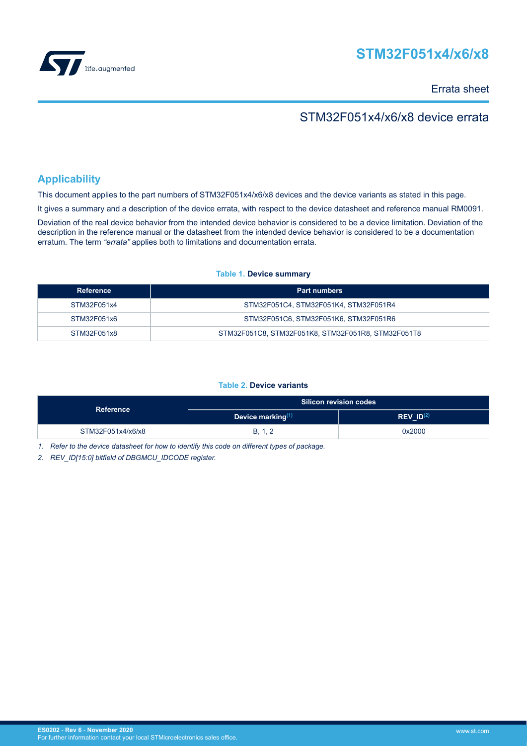# STM32F051x4/x6/x8

Errata sheet

## STM32F051x4/x6/x8 device errata

## Applicability

This document applies to the part numbers of STM32F051x4/x6/x8 devices and the device variants as stated in this page.

It gives a summary and a description of the device errata, with respect to the device datasheet and reference manual RM0091.

Deviation of the real device behavior from the intended device behavior is considered to be a device limitation. Deviation of the description in the reference manual or the datasheet from the intended device behavior is considered to be a documentation erratum. The term *"errata"* applies both to limitations and documentation errata.

**Table 1. Device summary**

| Reference | Part numbers |
|---|---|
| STM32F051x4 | STM32F051C4, STM32F051K4, STM32F051R4 |
| STM32F051x6 | STM32F051C6, STM32F051K6, STM32F051R6 |
| STM32F051x8 | STM32F051C8, STM32F051K8, STM32F051R8, STM32F051T8 |

**Table 2. Device variants**

| Reference | Silicon revision codes | |
|---|---|---|
| | Device marking(1) | REV_ID(2) |
| STM32F051x4/x6/x8 | B, 1, 2 | 0x2000 |

1. *Refer to the device datasheet for how to identify this code on different types of package.*
2. *REV_ID[15:0] bitfield of DBGMCU_IDCODE register.*

ES0202 - Rev 6 - November 2020
For further information contact your local STMicroelectronics sales office.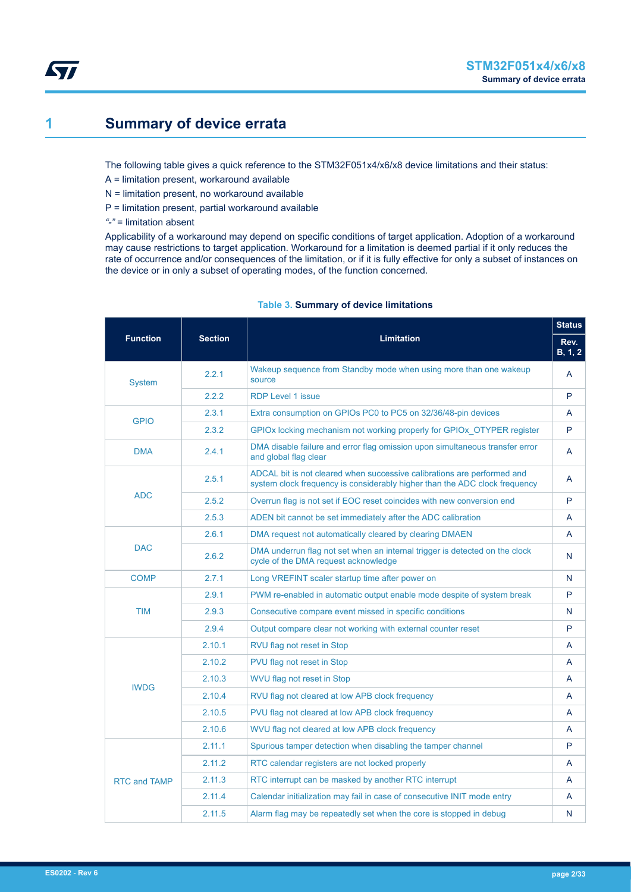# 1 Summary of device errata

The following table gives a quick reference to the STM32F051x4/x6/x8 device limitations and their status:

A = limitation present, workaround available

N = limitation present, no workaround available

P = limitation present, partial workaround available

*"-"* = limitation absent

Applicability of a workaround may depend on specific conditions of target application. Adoption of a workaround may cause restrictions to target application. Workaround for a limitation is deemed partial if it only reduces the rate of occurrence and/or consequences of the limitation, or if it is fully effective for only a subset of instances on the device or in only a subset of operating modes, of the function concerned.

**Table 3. Summary of device limitations**

| Function | Section | Limitation | Status |
|---|---|---|---|
| | | | Rev. B, 1, 2 |
| System | 2.2.1 | Wakeup sequence from Standby mode when using more than one wakeup source | A |
| | 2.2.2 | RDP Level 1 issue | P |
| GPIO | 2.3.1 | Extra consumption on GPIOs PC0 to PC5 on 32/36/48-pin devices | A |
| | 2.3.2 | GPIOx locking mechanism not working properly for GPIOx_OTYPER register | P |
| DMA | 2.4.1 | DMA disable failure and error flag omission upon simultaneous transfer error and global flag clear | A |
| ADC | 2.5.1 | ADCAL bit is not cleared when successive calibrations are performed and system clock frequency is considerably higher than the ADC clock frequency | A |
| | 2.5.2 | Overrun flag is not set if EOC reset coincides with new conversion end | P |
| | 2.5.3 | ADEN bit cannot be set immediately after the ADC calibration | A |
| DAC | 2.6.1 | DMA request not automatically cleared by clearing DMAEN | A |
| | 2.6.2 | DMA underrun flag not set when an internal trigger is detected on the clock cycle of the DMA request acknowledge | N |
| COMP | 2.7.1 | Long VREFINT scaler startup time after power on | N |
| TIM | 2.9.1 | PWM re-enabled in automatic output enable mode despite of system break | P |
| | 2.9.3 | Consecutive compare event missed in specific conditions | N |
| | 2.9.4 | Output compare clear not working with external counter reset | P |
| IWDG | 2.10.1 | RVU flag not reset in Stop | A |
| | 2.10.2 | PVU flag not reset in Stop | A |
| | 2.10.3 | WVU flag not reset in Stop | A |
| | 2.10.4 | RVU flag not cleared at low APB clock frequency | A |
| | 2.10.5 | PVU flag not cleared at low APB clock frequency | A |
| | 2.10.6 | WVU flag not cleared at low APB clock frequency | A |
| RTC and TAMP | 2.11.1 | Spurious tamper detection when disabling the tamper channel | P |
| | 2.11.2 | RTC calendar registers are not locked properly | A |
| | 2.11.3 | RTC interrupt can be masked by another RTC interrupt | A |
| | 2.11.4 | Calendar initialization may fail in case of consecutive INIT mode entry | A |
| | 2.11.5 | Alarm flag may be repeatedly set when the core is stopped in debug | N |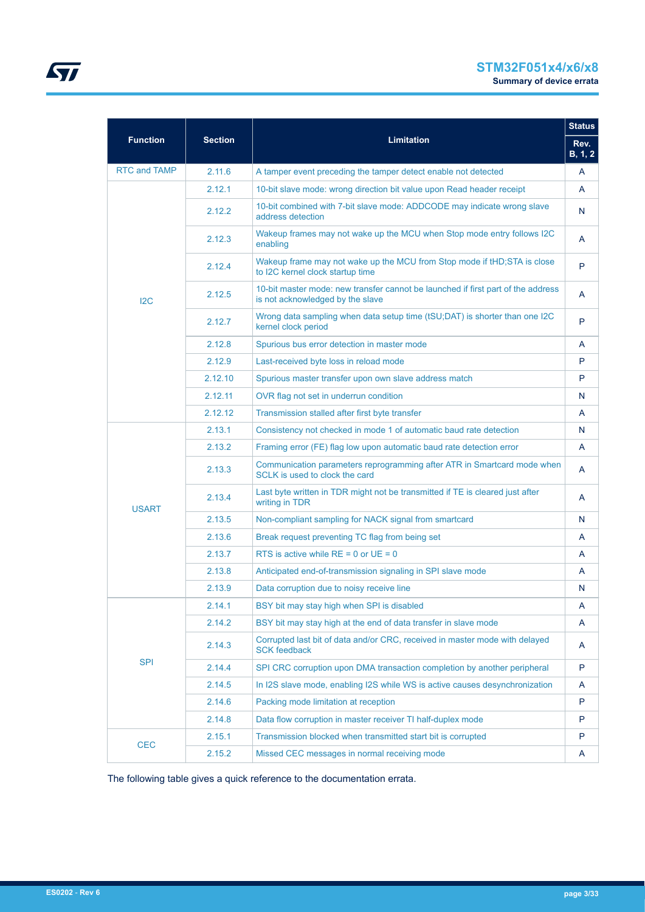| Function | Section | Limitation | Status |
|---|---|---|---|
| | | | Rev. B, 1, 2 |
| RTC and TAMP | 2.11.6 | A tamper event preceding the tamper detect enable not detected | A |
| I2C | 2.12.1 | 10-bit slave mode: wrong direction bit value upon Read header receipt | A |
| | 2.12.2 | 10-bit combined with 7-bit slave mode: ADDCODE may indicate wrong slave address detection | N |
| | 2.12.3 | Wakeup frames may not wake up the MCU when Stop mode entry follows I2C enabling | A |
| | 2.12.4 | Wakeup frame may not wake up the MCU from Stop mode if tHD;STA is close to I2C kernel clock startup time | P |
| | 2.12.5 | 10-bit master mode: new transfer cannot be launched if first part of the address is not acknowledged by the slave | A |
| | 2.12.7 | Wrong data sampling when data setup time (tSU;DAT) is shorter than one I2C kernel clock period | P |
| | 2.12.8 | Spurious bus error detection in master mode | A |
| | 2.12.9 | Last-received byte loss in reload mode | P |
| | 2.12.10 | Spurious master transfer upon own slave address match | P |
| | 2.12.11 | OVR flag not set in underrun condition | N |
| | 2.12.12 | Transmission stalled after first byte transfer | A |
| USART | 2.13.1 | Consistency not checked in mode 1 of automatic baud rate detection | N |
| | 2.13.2 | Framing error (FE) flag low upon automatic baud rate detection error | A |
| | 2.13.3 | Communication parameters reprogramming after ATR in Smartcard mode when SCLK is used to clock the card | A |
| | 2.13.4 | Last byte written in TDR might not be transmitted if TE is cleared just after writing in TDR | A |
| | 2.13.5 | Non-compliant sampling for NACK signal from smartcard | N |
| | 2.13.6 | Break request preventing TC flag from being set | A |
| | 2.13.7 | RTS is active while RE = 0 or UE = 0 | A |
| | 2.13.8 | Anticipated end-of-transmission signaling in SPI slave mode | A |
| | 2.13.9 | Data corruption due to noisy receive line | N |
| SPI | 2.14.1 | BSY bit may stay high when SPI is disabled | A |
| | 2.14.2 | BSY bit may stay high at the end of data transfer in slave mode | A |
| | 2.14.3 | Corrupted last bit of data and/or CRC, received in master mode with delayed SCK feedback | A |
| | 2.14.4 | SPI CRC corruption upon DMA transaction completion by another peripheral | P |
| | 2.14.5 | In I2S slave mode, enabling I2S while WS is active causes desynchronization | A |
| | 2.14.6 | Packing mode limitation at reception | P |
| | 2.14.8 | Data flow corruption in master receiver TI half-duplex mode | P |
| CEC | 2.15.1 | Transmission blocked when transmitted start bit is corrupted | P |
| | 2.15.2 | Missed CEC messages in normal receiving mode | A |

The following table gives a quick reference to the documentation errata.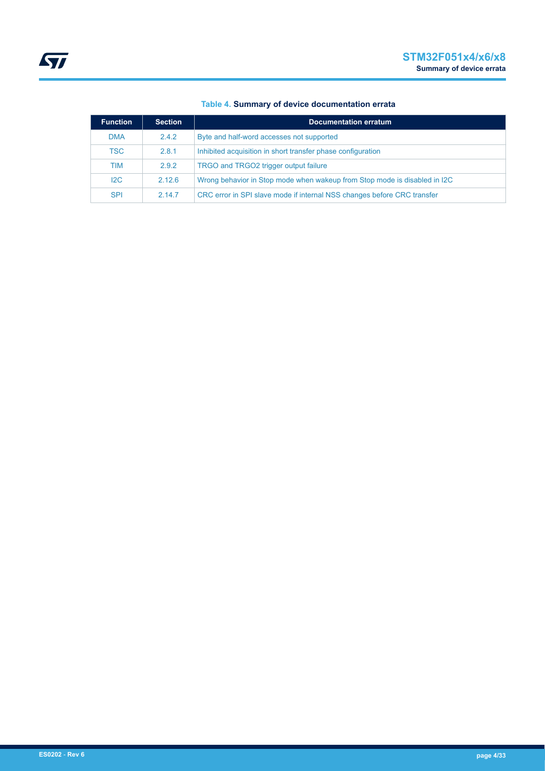**Table 4. Summary of device documentation errata**

| Function | Section | Documentation erratum |
| --- | --- | --- |
| DMA | 2.4.2 | Byte and half-word accesses not supported |
| TSC | 2.8.1 | Inhibited acquisition in short transfer phase configuration |
| TIM | 2.9.2 | TRGO and TRGO2 trigger output failure |
| I2C | 2.12.6 | Wrong behavior in Stop mode when wakeup from Stop mode is disabled in I2C |
| SPI | 2.14.7 | CRC error in SPI slave mode if internal NSS changes before CRC transfer |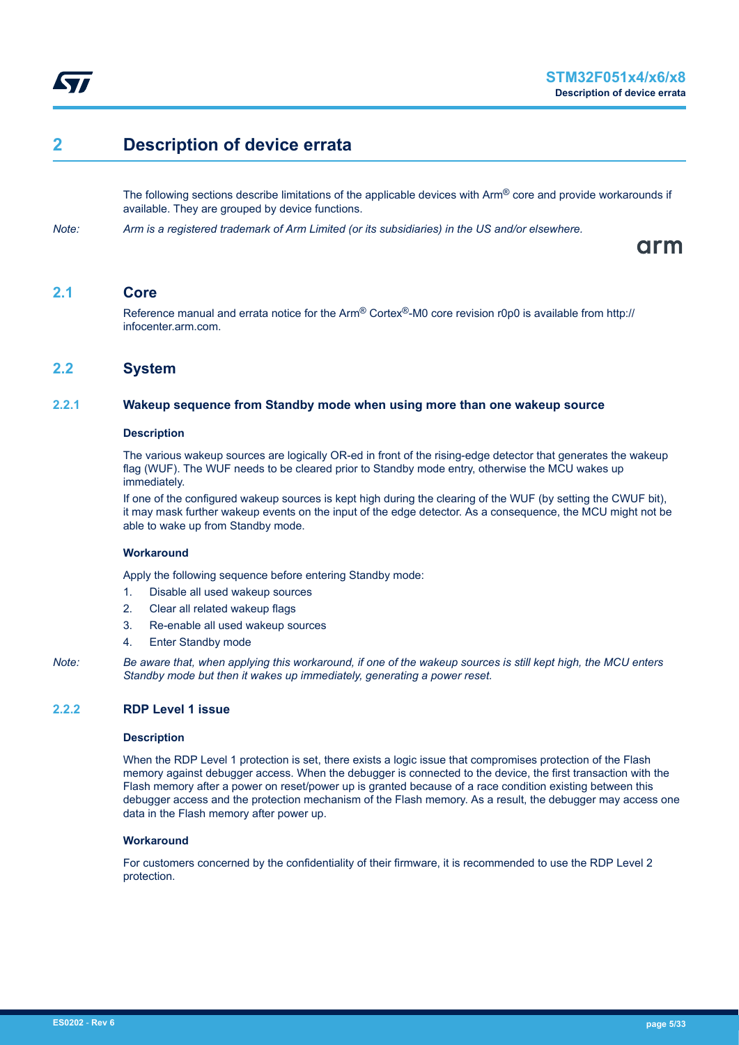# 2 Description of device errata

The following sections describe limitations of the applicable devices with Arm® core and provide workarounds if available. They are grouped by device functions.

*Note: Arm is a registered trademark of Arm Limited (or its subsidiaries) in the US and/or elsewhere.*

## 2.1 Core

Reference manual and errata notice for the Arm® Cortex®-M0 core revision r0p0 is available from http://infocenter.arm.com.

## 2.2 System

### 2.2.1 Wakeup sequence from Standby mode when using more than one wakeup source

**Description**

The various wakeup sources are logically OR-ed in front of the rising-edge detector that generates the wakeup flag (WUF). The WUF needs to be cleared prior to Standby mode entry, otherwise the MCU wakes up immediately.

If one of the configured wakeup sources is kept high during the clearing of the WUF (by setting the CWUF bit), it may mask further wakeup events on the input of the edge detector. As a consequence, the MCU might not be able to wake up from Standby mode.

**Workaround**

Apply the following sequence before entering Standby mode:

1. Disable all used wakeup sources
2. Clear all related wakeup flags
3. Re-enable all used wakeup sources
4. Enter Standby mode

*Note: Be aware that, when applying this workaround, if one of the wakeup sources is still kept high, the MCU enters Standby mode but then it wakes up immediately, generating a power reset.*

### 2.2.2 RDP Level 1 issue

**Description**

When the RDP Level 1 protection is set, there exists a logic issue that compromises protection of the Flash memory against debugger access. When the debugger is connected to the device, the first transaction with the Flash memory after a power on reset/power up is granted because of a race condition existing between this debugger access and the protection mechanism of the Flash memory. As a result, the debugger may access one data in the Flash memory after power up.

**Workaround**

For customers concerned by the confidentiality of their firmware, it is recommended to use the RDP Level 2 protection.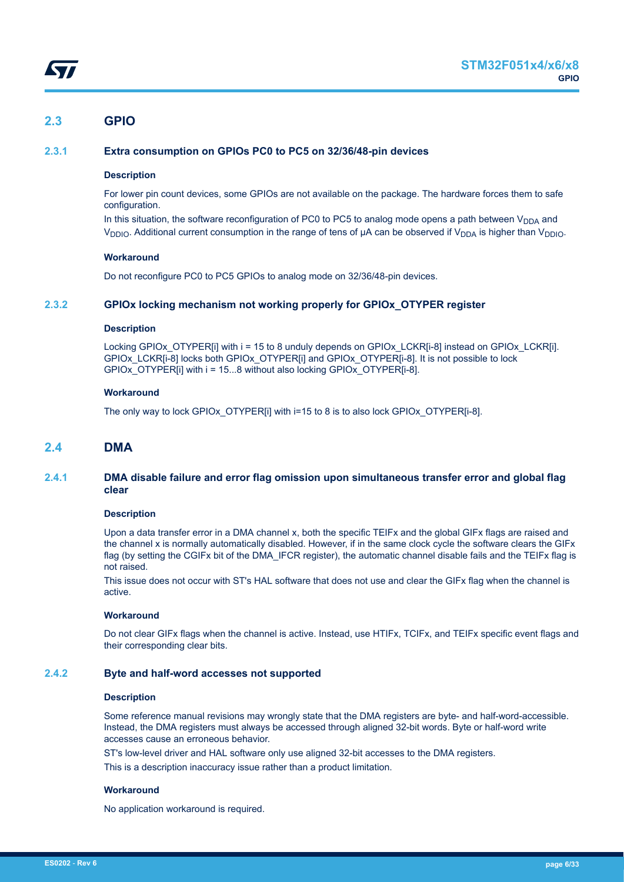## 2.3 GPIO

### 2.3.1 Extra consumption on GPIOs PC0 to PC5 on 32/36/48-pin devices

#### Description

For lower pin count devices, some GPIOs are not available on the package. The hardware forces them to safe configuration.

In this situation, the software reconfiguration of PC0 to PC5 to analog mode opens a path between $V_{DDA}$ and $V_{DDIO}$. Additional current consumption in the range of tens of µA can be observed if $V_{DDA}$ is higher than $V_{DDIO}$.

#### Workaround

Do not reconfigure PC0 to PC5 GPIOs to analog mode on 32/36/48-pin devices.

### 2.3.2 GPIOx locking mechanism not working properly for GPIOx_OTYPER register

#### Description

Locking GPIOx_OTYPER[i] with i = 15 to 8 unduly depends on GPIOx_LCKR[i-8] instead on GPIOx_LCKR[i]. GPIOx_LCKR[i-8] locks both GPIOx_OTYPER[i] and GPIOx_OTYPER[i-8]. It is not possible to lock GPIOx_OTYPER[i] with i = 15...8 without also locking GPIOx_OTYPER[i-8].

#### Workaround

The only way to lock GPIOx_OTYPER[i] with i=15 to 8 is to also lock GPIOx_OTYPER[i-8].

## 2.4 DMA

### 2.4.1 DMA disable failure and error flag omission upon simultaneous transfer error and global flag clear

#### Description

Upon a data transfer error in a DMA channel x, both the specific TEIFx and the global GIFx flags are raised and the channel x is normally automatically disabled. However, if in the same clock cycle the software clears the GIFx flag (by setting the CGIFx bit of the DMA_IFCR register), the automatic channel disable fails and the TEIFx flag is not raised.

This issue does not occur with ST's HAL software that does not use and clear the GIFx flag when the channel is active.

#### Workaround

Do not clear GIFx flags when the channel is active. Instead, use HTIFx, TCIFx, and TEIFx specific event flags and their corresponding clear bits.

### 2.4.2 Byte and half-word accesses not supported

#### Description

Some reference manual revisions may wrongly state that the DMA registers are byte- and half-word-accessible. Instead, the DMA registers must always be accessed through aligned 32-bit words. Byte or half-word write accesses cause an erroneous behavior.

ST's low-level driver and HAL software only use aligned 32-bit accesses to the DMA registers.

This is a description inaccuracy issue rather than a product limitation.

#### Workaround

No application workaround is required.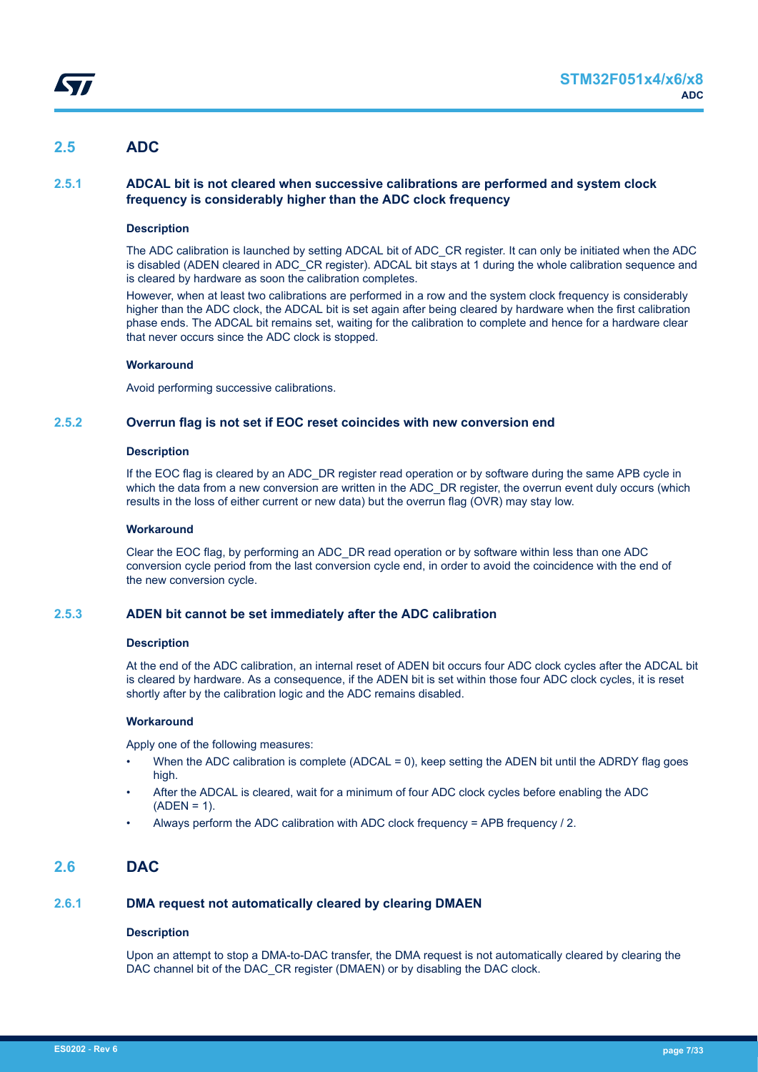## 2.5 ADC

### 2.5.1 ADCAL bit is not cleared when successive calibrations are performed and system clock frequency is considerably higher than the ADC clock frequency

#### Description

The ADC calibration is launched by setting ADCAL bit of ADC_CR register. It can only be initiated when the ADC is disabled (ADEN cleared in ADC_CR register). ADCAL bit stays at 1 during the whole calibration sequence and is cleared by hardware as soon the calibration completes.

However, when at least two calibrations are performed in a row and the system clock frequency is considerably higher than the ADC clock, the ADCAL bit is set again after being cleared by hardware when the first calibration phase ends. The ADCAL bit remains set, waiting for the calibration to complete and hence for a hardware clear that never occurs since the ADC clock is stopped.

#### Workaround

Avoid performing successive calibrations.

### 2.5.2 Overrun flag is not set if EOC reset coincides with new conversion end

#### Description

If the EOC flag is cleared by an ADC_DR register read operation or by software during the same APB cycle in which the data from a new conversion are written in the ADC_DR register, the overrun event duly occurs (which results in the loss of either current or new data) but the overrun flag (OVR) may stay low.

#### Workaround

Clear the EOC flag, by performing an ADC_DR read operation or by software within less than one ADC conversion cycle period from the last conversion cycle end, in order to avoid the coincidence with the end of the new conversion cycle.

### 2.5.3 ADEN bit cannot be set immediately after the ADC calibration

#### Description

At the end of the ADC calibration, an internal reset of ADEN bit occurs four ADC clock cycles after the ADCAL bit is cleared by hardware. As a consequence, if the ADEN bit is set within those four ADC clock cycles, it is reset shortly after by the calibration logic and the ADC remains disabled.

#### Workaround

Apply one of the following measures:

- When the ADC calibration is complete (ADCAL = 0), keep setting the ADEN bit until the ADRDY flag goes high.
- After the ADCAL is cleared, wait for a minimum of four ADC clock cycles before enabling the ADC (ADEN = 1).
- Always perform the ADC calibration with ADC clock frequency = APB frequency / 2.

## 2.6 DAC

### 2.6.1 DMA request not automatically cleared by clearing DMAEN

#### Description

Upon an attempt to stop a DMA-to-DAC transfer, the DMA request is not automatically cleared by clearing the DAC channel bit of the DAC_CR register (DMAEN) or by disabling the DAC clock.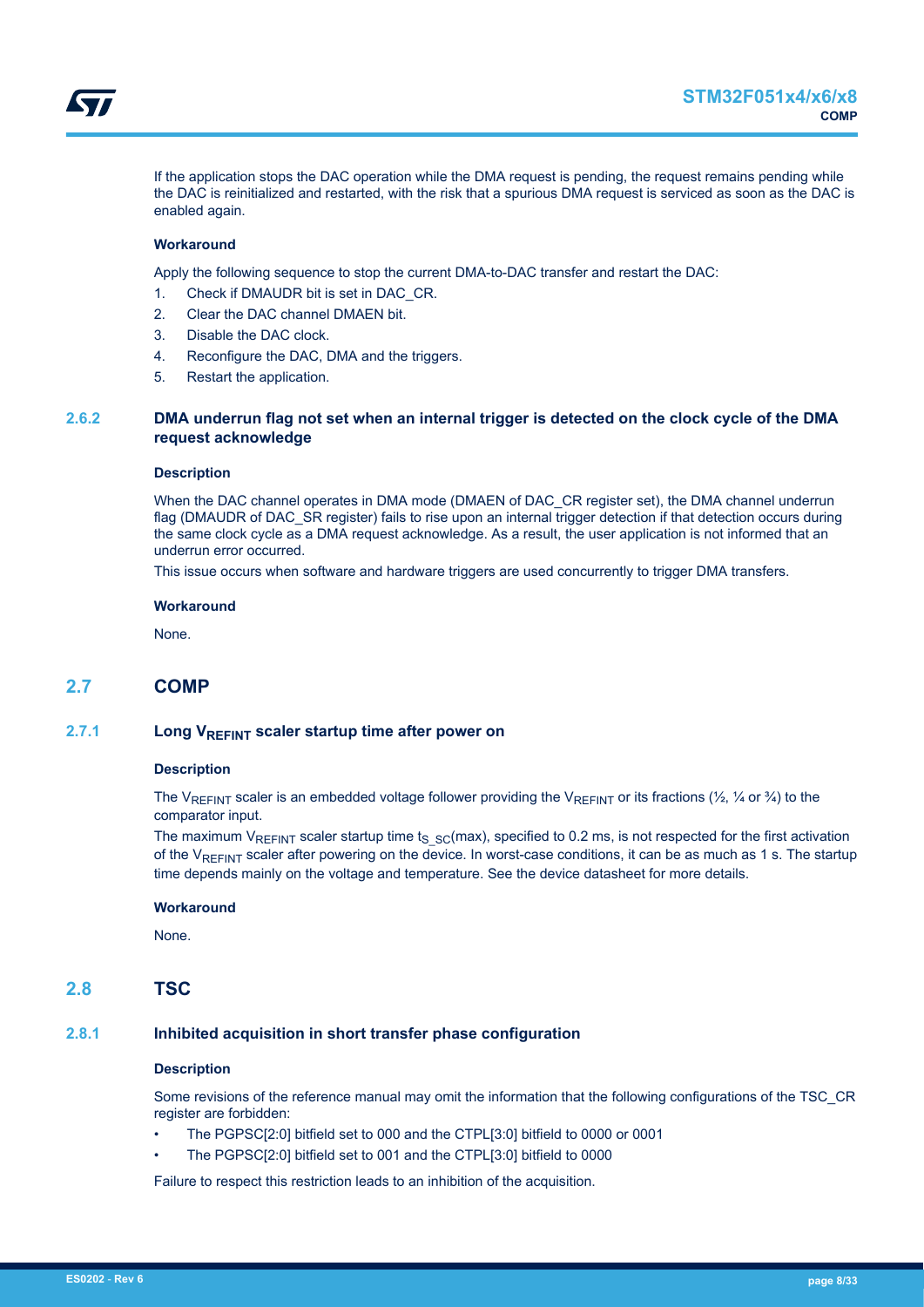If the application stops the DAC operation while the DMA request is pending, the request remains pending while the DAC is reinitialized and restarted, with the risk that a spurious DMA request is serviced as soon as the DAC is enabled again.

#### Workaround

Apply the following sequence to stop the current DMA-to-DAC transfer and restart the DAC:

1. Check if DMAUDR bit is set in DAC_CR.
2. Clear the DAC channel DMAEN bit.
3. Disable the DAC clock.
4. Reconfigure the DAC, DMA and the triggers.
5. Restart the application.

### 2.6.2 DMA underrun flag not set when an internal trigger is detected on the clock cycle of the DMA request acknowledge

#### Description

When the DAC channel operates in DMA mode (DMAEN of DAC_CR register set), the DMA channel underrun flag (DMAUDR of DAC_SR register) fails to rise upon an internal trigger detection if that detection occurs during the same clock cycle as a DMA request acknowledge. As a result, the user application is not informed that an underrun error occurred.

This issue occurs when software and hardware triggers are used concurrently to trigger DMA transfers.

#### Workaround

None.

## 2.7 COMP

### 2.7.1 Long $V_{REFINT}$ scaler startup time after power on

#### Description

The $V_{REFINT}$ scaler is an embedded voltage follower providing the $V_{REFINT}$ or its fractions (½, ¼ or ¾) to the comparator input.

The maximum $V_{REFINT}$ scaler startup time $t_{S\_SC}$(max), specified to 0.2 ms, is not respected for the first activation of the $V_{REFINT}$ scaler after powering on the device. In worst-case conditions, it can be as much as 1 s. The startup time depends mainly on the voltage and temperature. See the device datasheet for more details.

#### Workaround

None.

## 2.8 TSC

### 2.8.1 Inhibited acquisition in short transfer phase configuration

#### Description

Some revisions of the reference manual may omit the information that the following configurations of the TSC_CR register are forbidden:

- The PGPSC[2:0] bitfield set to 000 and the CTPL[3:0] bitfield to 0000 or 0001
- The PGPSC[2:0] bitfield set to 001 and the CTPL[3:0] bitfield to 0000

Failure to respect this restriction leads to an inhibition of the acquisition.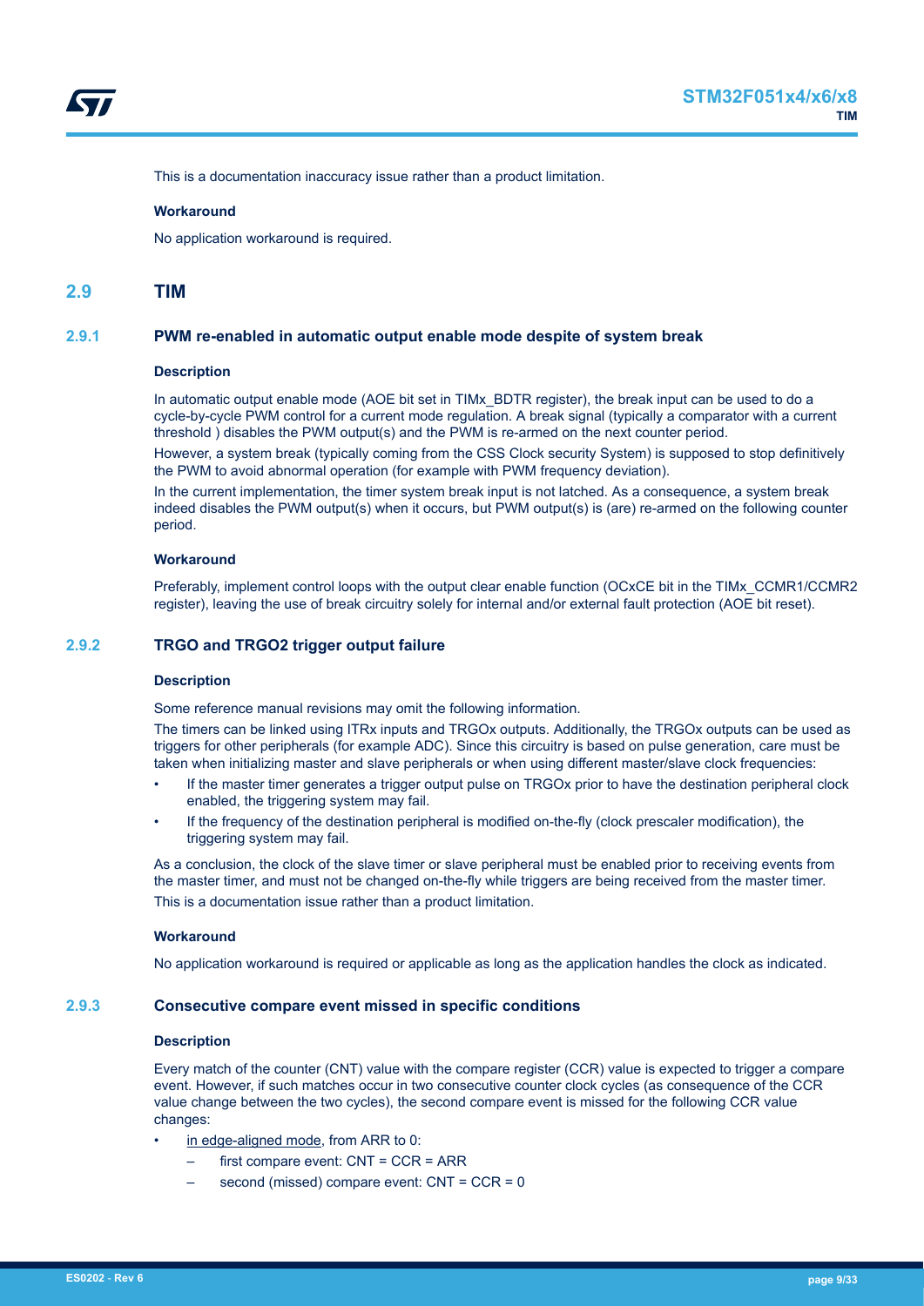This is a documentation inaccuracy issue rather than a product limitation.

#### Workaround

No application workaround is required.

## 2.9 TIM

### 2.9.1 PWM re-enabled in automatic output enable mode despite of system break

#### Description

In automatic output enable mode (AOE bit set in TIMx_BDTR register), the break input can be used to do a cycle-by-cycle PWM control for a current mode regulation. A break signal (typically a comparator with a current threshold ) disables the PWM output(s) and the PWM is re-armed on the next counter period.

However, a system break (typically coming from the CSS Clock security System) is supposed to stop definitively the PWM to avoid abnormal operation (for example with PWM frequency deviation).

In the current implementation, the timer system break input is not latched. As a consequence, a system break indeed disables the PWM output(s) when it occurs, but PWM output(s) is (are) re-armed on the following counter period.

#### Workaround

Preferably, implement control loops with the output clear enable function (OCxCE bit in the TIMx_CCMR1/CCMR2 register), leaving the use of break circuitry solely for internal and/or external fault protection (AOE bit reset).

### 2.9.2 TRGO and TRGO2 trigger output failure

#### Description

Some reference manual revisions may omit the following information.

The timers can be linked using ITRx inputs and TRGOx outputs. Additionally, the TRGOx outputs can be used as triggers for other peripherals (for example ADC). Since this circuitry is based on pulse generation, care must be taken when initializing master and slave peripherals or when using different master/slave clock frequencies:

- If the master timer generates a trigger output pulse on TRGOx prior to have the destination peripheral clock enabled, the triggering system may fail.
- If the frequency of the destination peripheral is modified on-the-fly (clock prescaler modification), the triggering system may fail.

As a conclusion, the clock of the slave timer or slave peripheral must be enabled prior to receiving events from the master timer, and must not be changed on-the-fly while triggers are being received from the master timer.

This is a documentation issue rather than a product limitation.

#### Workaround

No application workaround is required or applicable as long as the application handles the clock as indicated.

### 2.9.3 Consecutive compare event missed in specific conditions

#### Description

Every match of the counter (CNT) value with the compare register (CCR) value is expected to trigger a compare event. However, if such matches occur in two consecutive counter clock cycles (as consequence of the CCR value change between the two cycles), the second compare event is missed for the following CCR value changes:

- in edge-aligned mode, from ARR to 0:
  - first compare event: CNT = CCR = ARR
  - second (missed) compare event: CNT = CCR = 0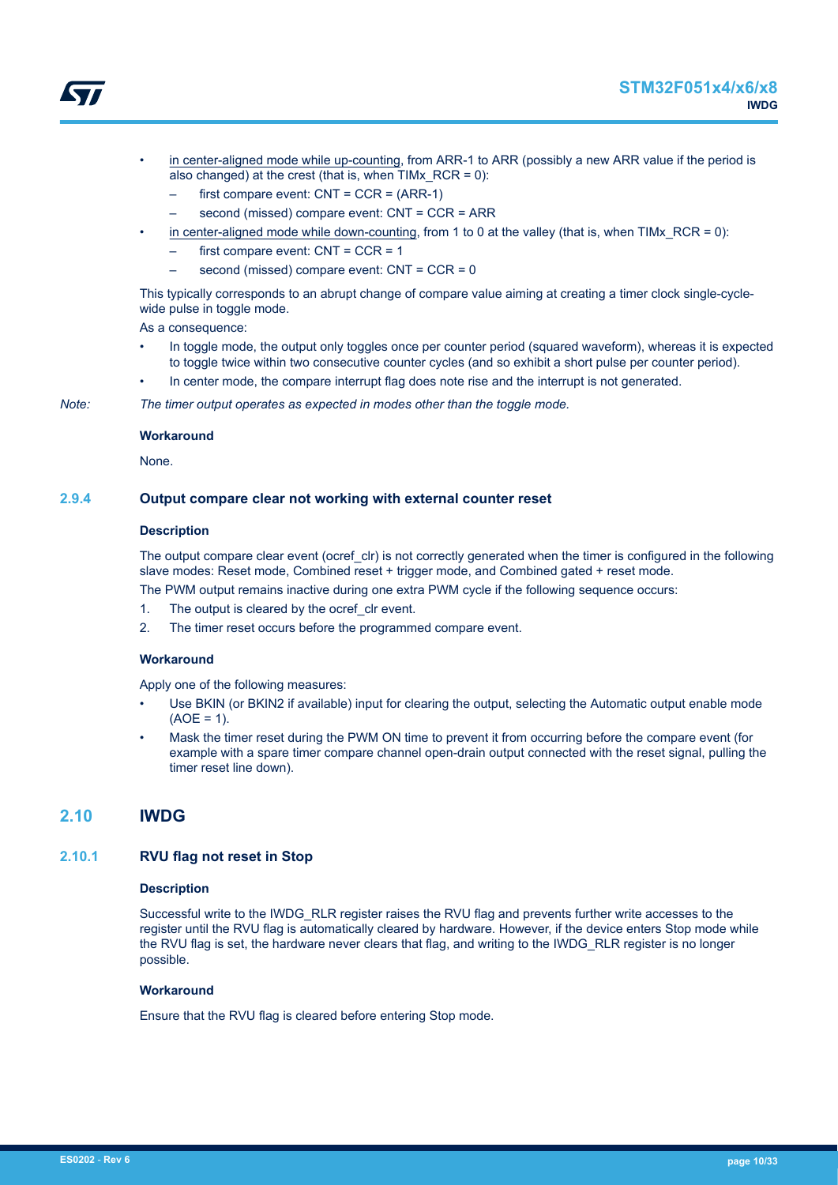- in center-aligned mode while up-counting, from ARR-1 to ARR (possibly a new ARR value if the period is also changed) at the crest (that is, when TIMx_RCR = 0):
  - first compare event: CNT = CCR = (ARR-1)
  - second (missed) compare event: CNT = CCR = ARR
- in center-aligned mode while down-counting, from 1 to 0 at the valley (that is, when TIMx_RCR = 0):
  - first compare event: CNT = CCR = 1
  - second (missed) compare event: CNT = CCR = 0

This typically corresponds to an abrupt change of compare value aiming at creating a timer clock single-cycle-wide pulse in toggle mode.

As a consequence:

- In toggle mode, the output only toggles once per counter period (squared waveform), whereas it is expected to toggle twice within two consecutive counter cycles (and so exhibit a short pulse per counter period).
- In center mode, the compare interrupt flag does note rise and the interrupt is not generated.

*Note: The timer output operates as expected in modes other than the toggle mode.*

**Workaround**

None.

### 2.9.4 Output compare clear not working with external counter reset

**Description**

The output compare clear event (ocref_clr) is not correctly generated when the timer is configured in the following slave modes: Reset mode, Combined reset + trigger mode, and Combined gated + reset mode.

The PWM output remains inactive during one extra PWM cycle if the following sequence occurs:

1. The output is cleared by the ocref_clr event.
2. The timer reset occurs before the programmed compare event.

**Workaround**

Apply one of the following measures:

- Use BKIN (or BKIN2 if available) input for clearing the output, selecting the Automatic output enable mode (AOE = 1).
- Mask the timer reset during the PWM ON time to prevent it from occurring before the compare event (for example with a spare timer compare channel open-drain output connected with the reset signal, pulling the timer reset line down).

## 2.10 IWDG

### 2.10.1 RVU flag not reset in Stop

**Description**

Successful write to the IWDG_RLR register raises the RVU flag and prevents further write accesses to the register until the RVU flag is automatically cleared by hardware. However, if the device enters Stop mode while the RVU flag is set, the hardware never clears that flag, and writing to the IWDG_RLR register is no longer possible.

**Workaround**

Ensure that the RVU flag is cleared before entering Stop mode.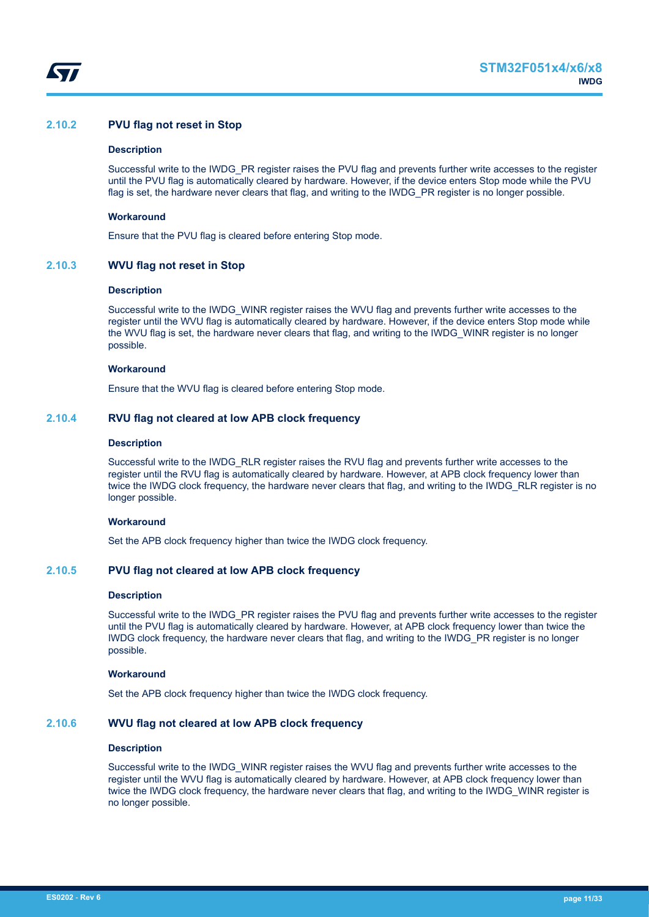### 2.10.2 PVU flag not reset in Stop

#### Description

Successful write to the IWDG_PR register raises the PVU flag and prevents further write accesses to the register until the PVU flag is automatically cleared by hardware. However, if the device enters Stop mode while the PVU flag is set, the hardware never clears that flag, and writing to the IWDG_PR register is no longer possible.

#### Workaround

Ensure that the PVU flag is cleared before entering Stop mode.

### 2.10.3 WVU flag not reset in Stop

#### Description

Successful write to the IWDG_WINR register raises the WVU flag and prevents further write accesses to the register until the WVU flag is automatically cleared by hardware. However, if the device enters Stop mode while the WVU flag is set, the hardware never clears that flag, and writing to the IWDG_WINR register is no longer possible.

#### Workaround

Ensure that the WVU flag is cleared before entering Stop mode.

### 2.10.4 RVU flag not cleared at low APB clock frequency

#### Description

Successful write to the IWDG_RLR register raises the RVU flag and prevents further write accesses to the register until the RVU flag is automatically cleared by hardware. However, at APB clock frequency lower than twice the IWDG clock frequency, the hardware never clears that flag, and writing to the IWDG_RLR register is no longer possible.

#### Workaround

Set the APB clock frequency higher than twice the IWDG clock frequency.

### 2.10.5 PVU flag not cleared at low APB clock frequency

#### Description

Successful write to the IWDG_PR register raises the PVU flag and prevents further write accesses to the register until the PVU flag is automatically cleared by hardware. However, at APB clock frequency lower than twice the IWDG clock frequency, the hardware never clears that flag, and writing to the IWDG_PR register is no longer possible.

#### Workaround

Set the APB clock frequency higher than twice the IWDG clock frequency.

### 2.10.6 WVU flag not cleared at low APB clock frequency

#### Description

Successful write to the IWDG_WINR register raises the WVU flag and prevents further write accesses to the register until the WVU flag is automatically cleared by hardware. However, at APB clock frequency lower than twice the IWDG clock frequency, the hardware never clears that flag, and writing to the IWDG_WINR register is no longer possible.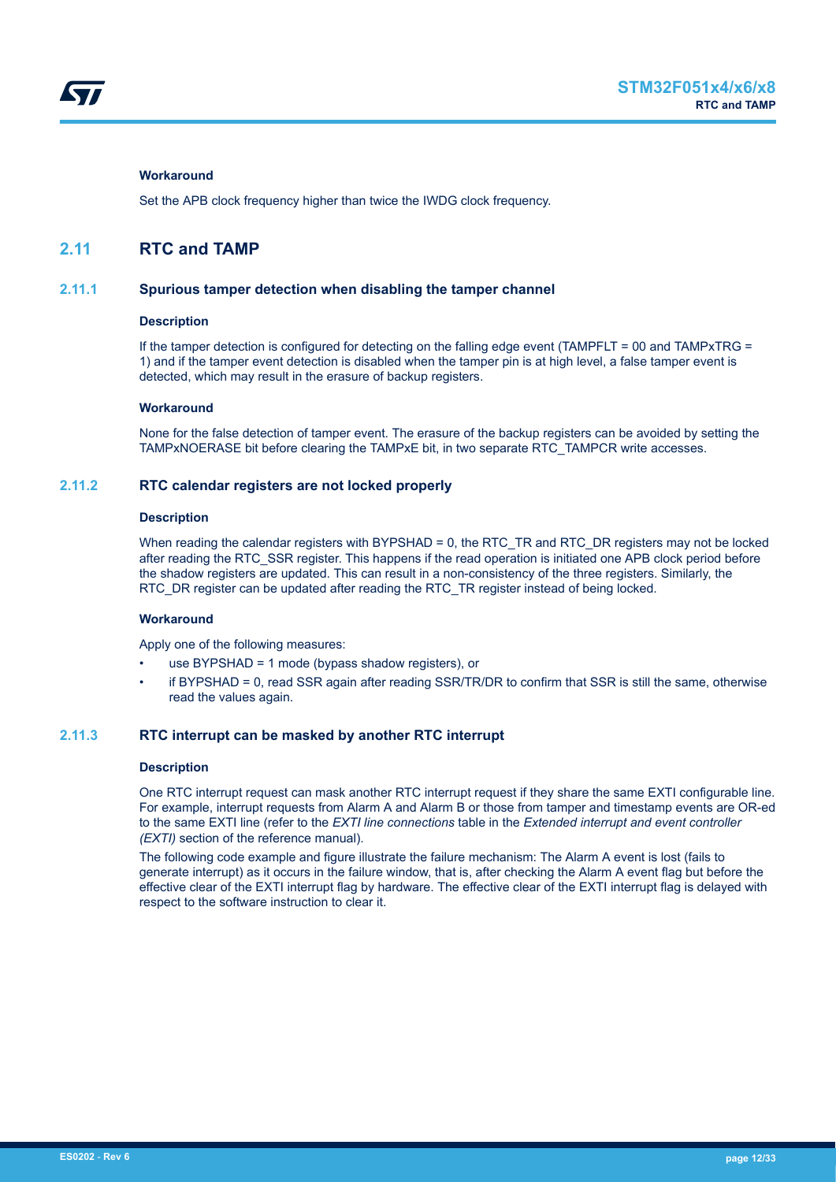#### Workaround

Set the APB clock frequency higher than twice the IWDG clock frequency.

## 2.11 RTC and TAMP

### 2.11.1 Spurious tamper detection when disabling the tamper channel

#### Description

If the tamper detection is configured for detecting on the falling edge event (TAMPFLT = 00 and TAMPxTRG = 1) and if the tamper event detection is disabled when the tamper pin is at high level, a false tamper event is detected, which may result in the erasure of backup registers.

#### Workaround

None for the false detection of tamper event. The erasure of the backup registers can be avoided by setting the TAMPxNOERASE bit before clearing the TAMPxE bit, in two separate RTC_TAMPCR write accesses.

### 2.11.2 RTC calendar registers are not locked properly

#### Description

When reading the calendar registers with BYPSHAD = 0, the RTC_TR and RTC_DR registers may not be locked after reading the RTC_SSR register. This happens if the read operation is initiated one APB clock period before the shadow registers are updated. This can result in a non-consistency of the three registers. Similarly, the RTC_DR register can be updated after reading the RTC_TR register instead of being locked.

#### Workaround

Apply one of the following measures:

- use BYPSHAD = 1 mode (bypass shadow registers), or
- if BYPSHAD = 0, read SSR again after reading SSR/TR/DR to confirm that SSR is still the same, otherwise read the values again.

### 2.11.3 RTC interrupt can be masked by another RTC interrupt

#### Description

One RTC interrupt request can mask another RTC interrupt request if they share the same EXTI configurable line. For example, interrupt requests from Alarm A and Alarm B or those from tamper and timestamp events are OR-ed to the same EXTI line (refer to the *EXTI line connections* table in the *Extended interrupt and event controller (EXTI)* section of the reference manual).

The following code example and figure illustrate the failure mechanism: The Alarm A event is lost (fails to generate interrupt) as it occurs in the failure window, that is, after checking the Alarm A event flag but before the effective clear of the EXTI interrupt flag by hardware. The effective clear of the EXTI interrupt flag is delayed with respect to the software instruction to clear it.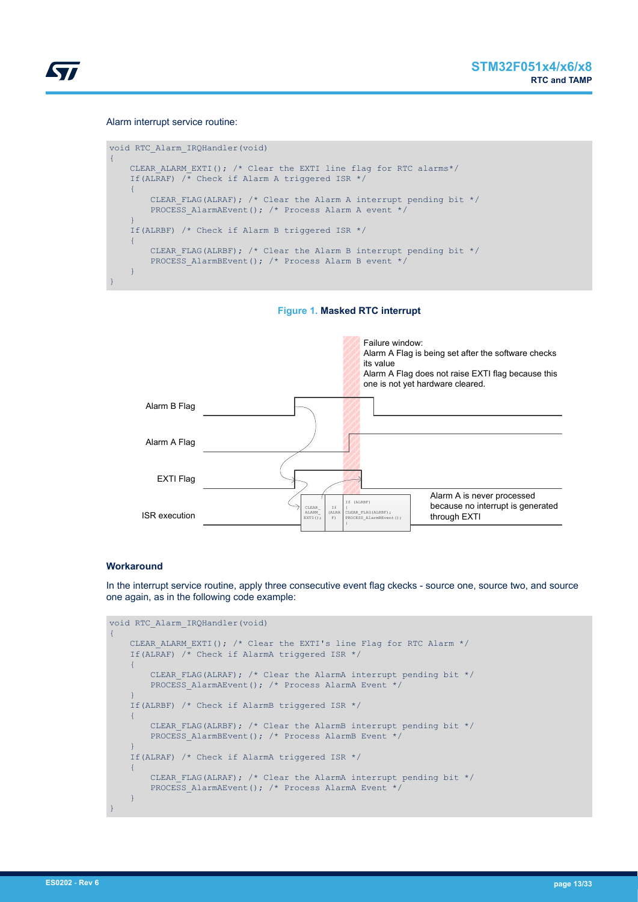Alarm interrupt service routine:

```
void RTC_Alarm_IRQHandler(void)
{
    CLEAR_ALARM_EXTI(); /* Clear the EXTI line flag for RTC alarms*/
    If(ALRAF) /* Check if Alarm A triggered ISR */
    {
        CLEAR_FLAG(ALRAF); /* Clear the Alarm A interrupt pending bit */
        PROCESS_AlarmAEvent(); /* Process Alarm A event */
    }
    If(ALRBF) /* Check if Alarm B triggered ISR */
    {
        CLEAR_FLAG(ALRBF); /* Clear the Alarm B interrupt pending bit */
        PROCESS_AlarmBEvent(); /* Process Alarm B event */
    }
}
```

**Figure 1. Masked RTC interrupt**

Failure window:
Alarm A Flag is being set after the software checks its value
Alarm A Flag does not raise EXTI flag because this one is not yet hardware cleared.

Alarm B Flag

Alarm A Flag

EXTI Flag

ISR execution

Alarm A is never processed because no interrupt is generated through EXTI

### Workaround

In the interrupt service routine, apply three consecutive event flag ckecks - source one, source two, and source one again, as in the following code example:

```
void RTC_Alarm_IRQHandler(void)
{
    CLEAR_ALARM_EXTI(); /* Clear the EXTI's line Flag for RTC Alarm */
    If(ALRAF) /* Check if AlarmA triggered ISR */
    {
        CLEAR_FLAG(ALRAF); /* Clear the AlarmA interrupt pending bit */
        PROCESS_AlarmAEvent(); /* Process AlarmA Event */
    }
    If(ALRBF) /* Check if AlarmB triggered ISR */
    {
        CLEAR_FLAG(ALRBF); /* Clear the AlarmB interrupt pending bit */
        PROCESS_AlarmBEvent(); /* Process AlarmB Event */
    }
    If(ALRAF) /* Check if AlarmA triggered ISR */
    {
        CLEAR_FLAG(ALRAF); /* Clear the AlarmA interrupt pending bit */
        PROCESS_AlarmAEvent(); /* Process AlarmA Event */
    }
}
```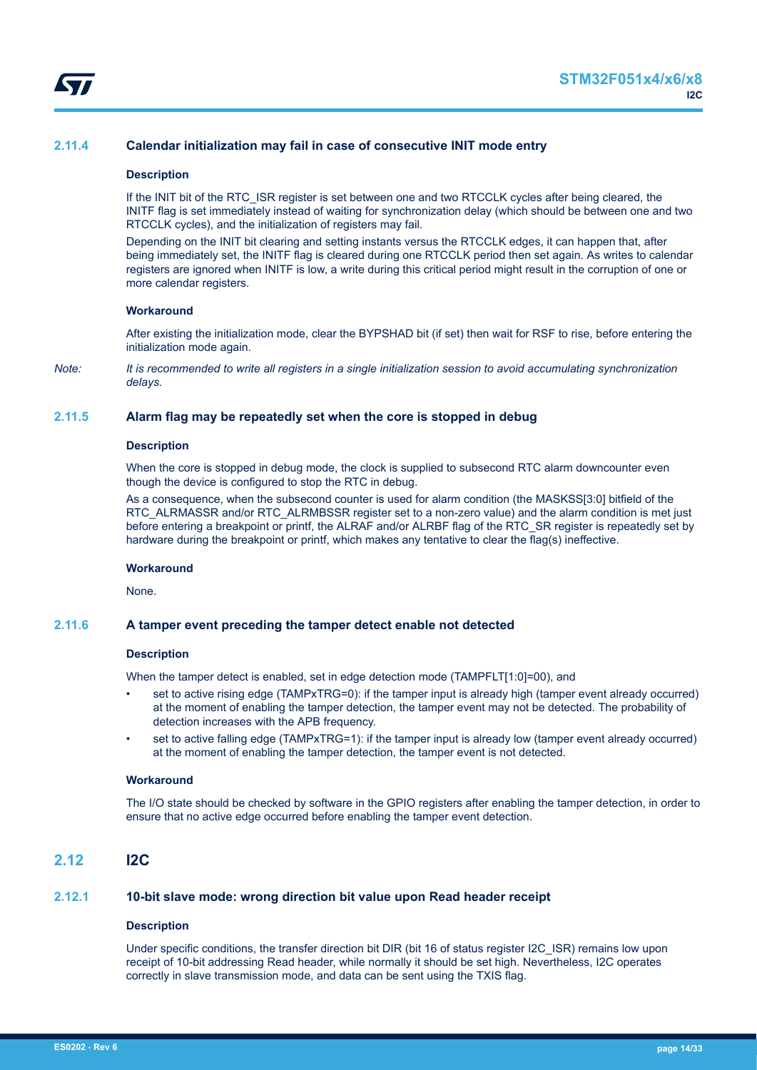### 2.11.4 Calendar initialization may fail in case of consecutive INIT mode entry

#### Description

If the INIT bit of the RTC_ISR register is set between one and two RTCCLK cycles after being cleared, the INITF flag is set immediately instead of waiting for synchronization delay (which should be between one and two RTCCLK cycles), and the initialization of registers may fail.

Depending on the INIT bit clearing and setting instants versus the RTCCLK edges, it can happen that, after being immediately set, the INITF flag is cleared during one RTCCLK period then set again. As writes to calendar registers are ignored when INITF is low, a write during this critical period might result in the corruption of one or more calendar registers.

#### Workaround

After existing the initialization mode, clear the BYPSHAD bit (if set) then wait for RSF to rise, before entering the initialization mode again.

*Note: It is recommended to write all registers in a single initialization session to avoid accumulating synchronization delays.*

### 2.11.5 Alarm flag may be repeatedly set when the core is stopped in debug

#### Description

When the core is stopped in debug mode, the clock is supplied to subsecond RTC alarm downcounter even though the device is configured to stop the RTC in debug.

As a consequence, when the subsecond counter is used for alarm condition (the MASKSS[3:0] bitfield of the RTC_ALRMASSR and/or RTC_ALRMBSSR register set to a non-zero value) and the alarm condition is met just before entering a breakpoint or printf, the ALRAF and/or ALRBF flag of the RTC_SR register is repeatedly set by hardware during the breakpoint or printf, which makes any tentative to clear the flag(s) ineffective.

#### Workaround

None.

### 2.11.6 A tamper event preceding the tamper detect enable not detected

#### Description

When the tamper detect is enabled, set in edge detection mode (TAMPFLT[1:0]=00), and

- set to active rising edge (TAMPxTRG=0): if the tamper input is already high (tamper event already occurred) at the moment of enabling the tamper detection, the tamper event may not be detected. The probability of detection increases with the APB frequency.
- set to active falling edge (TAMPxTRG=1): if the tamper input is already low (tamper event already occurred) at the moment of enabling the tamper detection, the tamper event is not detected.

#### Workaround

The I/O state should be checked by software in the GPIO registers after enabling the tamper detection, in order to ensure that no active edge occurred before enabling the tamper event detection.

## 2.12 I2C

### 2.12.1 10-bit slave mode: wrong direction bit value upon Read header receipt

#### Description

Under specific conditions, the transfer direction bit DIR (bit 16 of status register I2C_ISR) remains low upon receipt of 10-bit addressing Read header, while normally it should be set high. Nevertheless, I2C operates correctly in slave transmission mode, and data can be sent using the TXIS flag.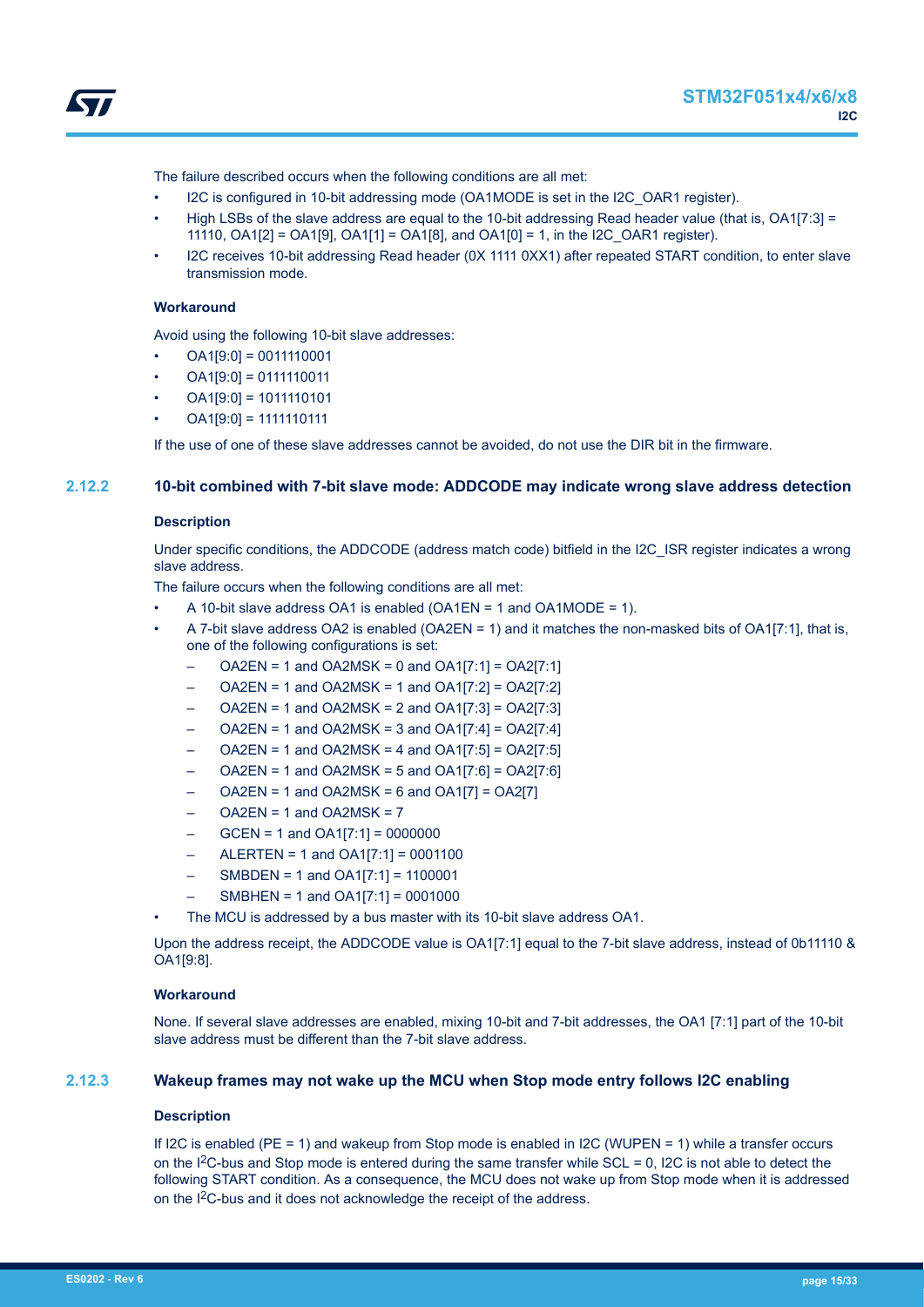The failure described occurs when the following conditions are all met:

- I2C is configured in 10-bit addressing mode (OA1MODE is set in the I2C_OAR1 register).
- High LSBs of the slave address are equal to the 10-bit addressing Read header value (that is, OA1[7:3] = 11110, OA1[2] = OA1[9], OA1[1] = OA1[8], and OA1[0] = 1, in the I2C_OAR1 register).
- I2C receives 10-bit addressing Read header (0X 1111 0XX1) after repeated START condition, to enter slave transmission mode.

#### Workaround

Avoid using the following 10-bit slave addresses:

- OA1[9:0] = 0011110001
- OA1[9:0] = 0111110011
- OA1[9:0] = 1011110101
- OA1[9:0] = 1111110111

If the use of one of these slave addresses cannot be avoided, do not use the DIR bit in the firmware.

### 2.12.2 10-bit combined with 7-bit slave mode: ADDCODE may indicate wrong slave address detection

#### Description

Under specific conditions, the ADDCODE (address match code) bitfield in the I2C_ISR register indicates a wrong slave address.

The failure occurs when the following conditions are all met:

- A 10-bit slave address OA1 is enabled (OA1EN = 1 and OA1MODE = 1).
- A 7-bit slave address OA2 is enabled (OA2EN = 1) and it matches the non-masked bits of OA1[7:1], that is, one of the following configurations is set:
  - OA2EN = 1 and OA2MSK = 0 and OA1[7:1] = OA2[7:1]
  - OA2EN = 1 and OA2MSK = 1 and OA1[7:2] = OA2[7:2]
  - OA2EN = 1 and OA2MSK = 2 and OA1[7:3] = OA2[7:3]
  - OA2EN = 1 and OA2MSK = 3 and OA1[7:4] = OA2[7:4]
  - OA2EN = 1 and OA2MSK = 4 and OA1[7:5] = OA2[7:5]
  - OA2EN = 1 and OA2MSK = 5 and OA1[7:6] = OA2[7:6]
  - OA2EN = 1 and OA2MSK = 6 and OA1[7] = OA2[7]
  - OA2EN = 1 and OA2MSK = 7
  - GCEN = 1 and OA1[7:1] = 0000000
  - ALERTEN = 1 and OA1[7:1] = 0001100
  - SMBDEN = 1 and OA1[7:1] = 1100001
  - SMBHEN = 1 and OA1[7:1] = 0001000
- The MCU is addressed by a bus master with its 10-bit slave address OA1.

Upon the address receipt, the ADDCODE value is OA1[7:1] equal to the 7-bit slave address, instead of 0b11110 & OA1[9:8].

#### Workaround

None. If several slave addresses are enabled, mixing 10-bit and 7-bit addresses, the OA1 [7:1] part of the 10-bit slave address must be different than the 7-bit slave address.

### 2.12.3 Wakeup frames may not wake up the MCU when Stop mode entry follows I2C enabling

#### Description

If I2C is enabled (PE = 1) and wakeup from Stop mode is enabled in I2C (WUPEN = 1) while a transfer occurs on the $I^2C$-bus and Stop mode is entered during the same transfer while SCL = 0, I2C is not able to detect the following START condition. As a consequence, the MCU does not wake up from Stop mode when it is addressed on the $I^2C$-bus and it does not acknowledge the receipt of the address.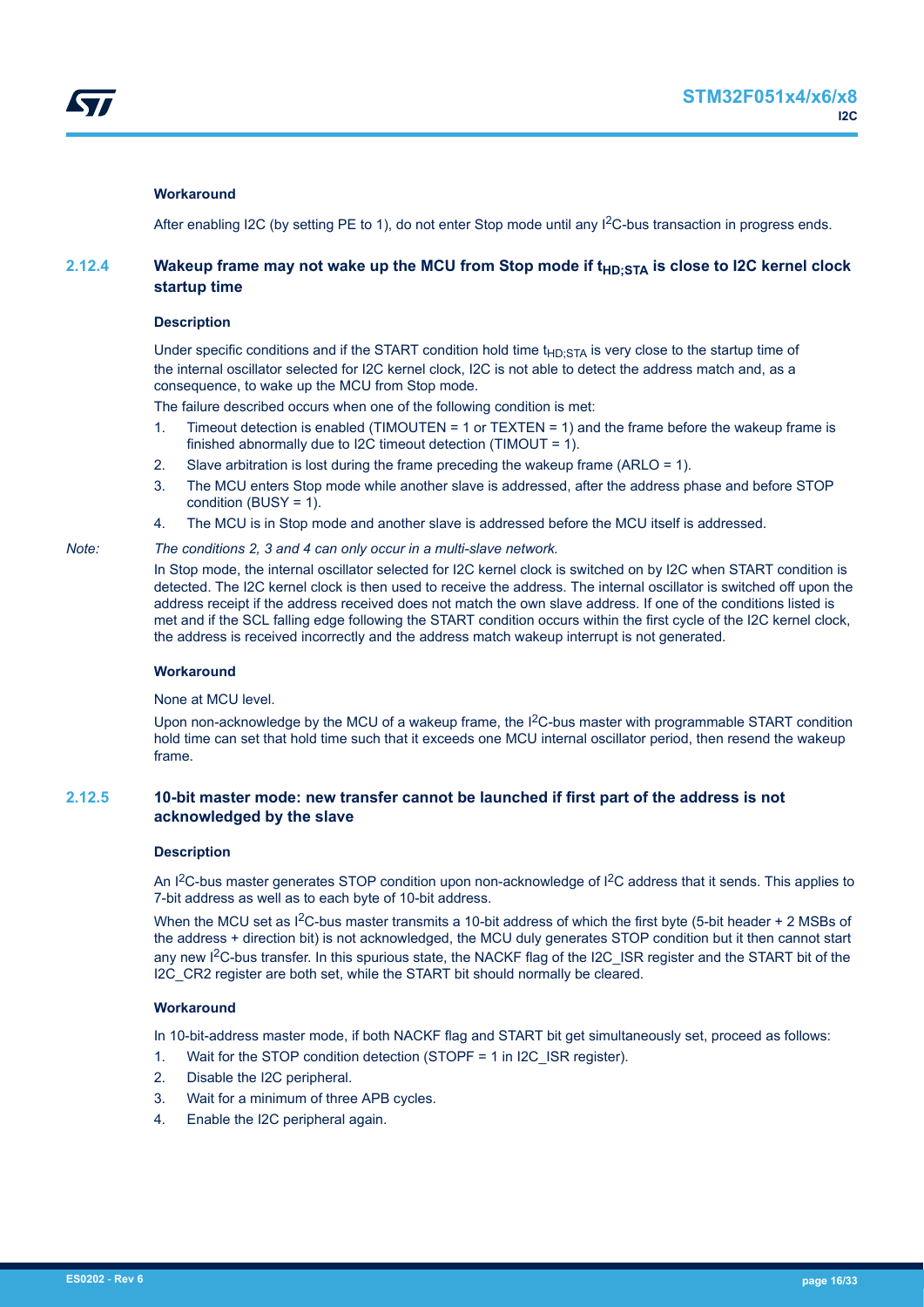#### Workaround

After enabling I2C (by setting PE to 1), do not enter Stop mode until any I[2]C-bus transaction in progress ends.

### 2.12.4 Wakeup frame may not wake up the MCU from Stop mode if $t_{HD;STA}$ is close to I2C kernel clock startup time

#### Description

Under specific conditions and if the START condition hold time $t_{HD;STA}$ is very close to the startup time of the internal oscillator selected for I2C kernel clock, I2C is not able to detect the address match and, as a consequence, to wake up the MCU from Stop mode.

The failure described occurs when one of the following condition is met:

1. Timeout detection is enabled (TIMOUTEN = 1 or TEXTEN = 1) and the frame before the wakeup frame is finished abnormally due to I2C timeout detection (TIMOUT = 1).
2. Slave arbitration is lost during the frame preceding the wakeup frame (ARLO = 1).
3. The MCU enters Stop mode while another slave is addressed, after the address phase and before STOP condition (BUSY = 1).
4. The MCU is in Stop mode and another slave is addressed before the MCU itself is addressed.

*Note: The conditions 2, 3 and 4 can only occur in a multi-slave network.*

In Stop mode, the internal oscillator selected for I2C kernel clock is switched on by I2C when START condition is detected. The I2C kernel clock is then used to receive the address. The internal oscillator is switched off upon the address receipt if the address received does not match the own slave address. If one of the conditions listed is met and if the SCL falling edge following the START condition occurs within the first cycle of the I2C kernel clock, the address is received incorrectly and the address match wakeup interrupt is not generated.

#### Workaround

None at MCU level.

Upon non-acknowledge by the MCU of a wakeup frame, the I[2]C-bus master with programmable START condition hold time can set that hold time such that it exceeds one MCU internal oscillator period, then resend the wakeup frame.

### 2.12.5 10-bit master mode: new transfer cannot be launched if first part of the address is not acknowledged by the slave

#### Description

An I[2]C-bus master generates STOP condition upon non-acknowledge of I[2]C address that it sends. This applies to 7-bit address as well as to each byte of 10-bit address.

When the MCU set as I[2]C-bus master transmits a 10-bit address of which the first byte (5-bit header + 2 MSBs of the address + direction bit) is not acknowledged, the MCU duly generates STOP condition but it then cannot start any new I[2]C-bus transfer. In this spurious state, the NACKF flag of the I2C_ISR register and the START bit of the I2C_CR2 register are both set, while the START bit should normally be cleared.

#### Workaround

In 10-bit-address master mode, if both NACKF flag and START bit get simultaneously set, proceed as follows:

1. Wait for the STOP condition detection (STOPF = 1 in I2C_ISR register).
2. Disable the I2C peripheral.
3. Wait for a minimum of three APB cycles.
4. Enable the I2C peripheral again.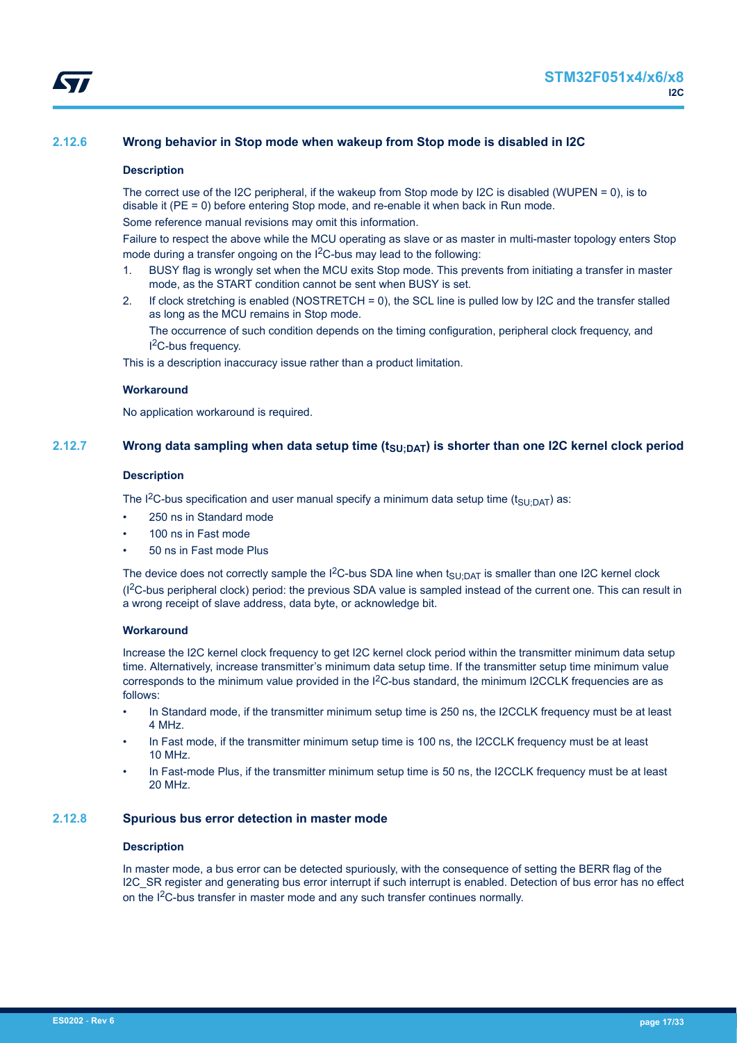### 2.12.6 Wrong behavior in Stop mode when wakeup from Stop mode is disabled in I2C

#### Description

The correct use of the I2C peripheral, if the wakeup from Stop mode by I2C is disabled (WUPEN = 0), is to disable it (PE = 0) before entering Stop mode, and re-enable it when back in Run mode.

Some reference manual revisions may omit this information.

Failure to respect the above while the MCU operating as slave or as master in multi-master topology enters Stop mode during a transfer ongoing on the $I^2C$-bus may lead to the following:

1. BUSY flag is wrongly set when the MCU exits Stop mode. This prevents from initiating a transfer in master mode, as the START condition cannot be sent when BUSY is set.
2. If clock stretching is enabled (NOSTRETCH = 0), the SCL line is pulled low by I2C and the transfer stalled as long as the MCU remains in Stop mode.

   The occurrence of such condition depends on the timing configuration, peripheral clock frequency, and $I^2C$-bus frequency.

This is a description inaccuracy issue rather than a product limitation.

#### Workaround

No application workaround is required.

### 2.12.7 Wrong data sampling when data setup time ($t_{SU;DAT}$) is shorter than one I2C kernel clock period

#### Description

The $I^2C$-bus specification and user manual specify a minimum data setup time ($t_{SU;DAT}$) as:

- 250 ns in Standard mode
- 100 ns in Fast mode
- 50 ns in Fast mode Plus

The device does not correctly sample the $I^2C$-bus SDA line when $t_{SU;DAT}$ is smaller than one I2C kernel clock ($I^2C$-bus peripheral clock) period: the previous SDA value is sampled instead of the current one. This can result in a wrong receipt of slave address, data byte, or acknowledge bit.

#### Workaround

Increase the I2C kernel clock frequency to get I2C kernel clock period within the transmitter minimum data setup time. Alternatively, increase transmitter's minimum data setup time. If the transmitter setup time minimum value corresponds to the minimum value provided in the $I^2C$-bus standard, the minimum I2CCLK frequencies are as follows:

- In Standard mode, if the transmitter minimum setup time is 250 ns, the I2CCLK frequency must be at least 4 MHz.
- In Fast mode, if the transmitter minimum setup time is 100 ns, the I2CCLK frequency must be at least 10 MHz.
- In Fast-mode Plus, if the transmitter minimum setup time is 50 ns, the I2CCLK frequency must be at least 20 MHz.

### 2.12.8 Spurious bus error detection in master mode

#### Description

In master mode, a bus error can be detected spuriously, with the consequence of setting the BERR flag of the I2C_SR register and generating bus error interrupt if such interrupt is enabled. Detection of bus error has no effect on the $I^2C$-bus transfer in master mode and any such transfer continues normally.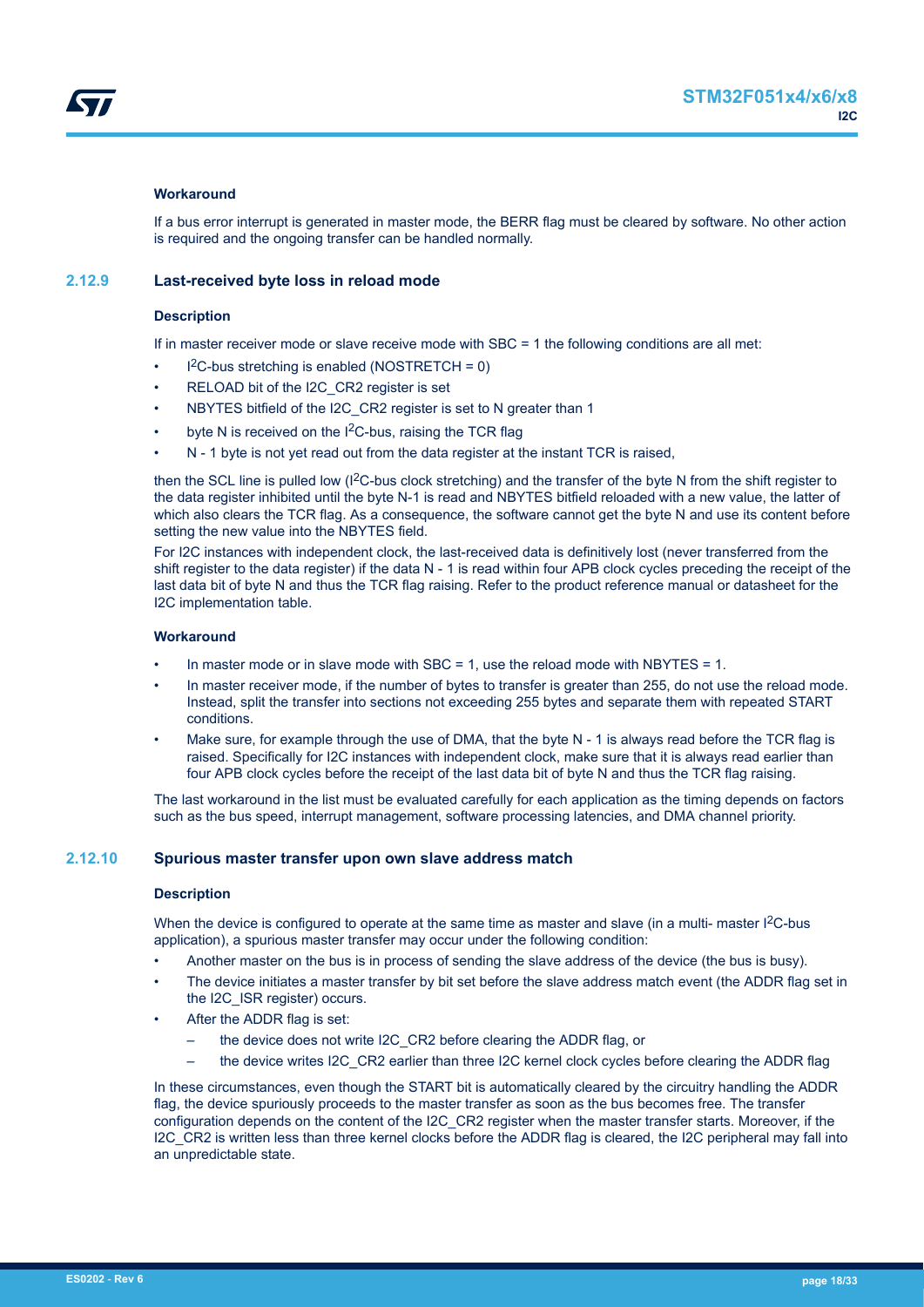#### Workaround

If a bus error interrupt is generated in master mode, the BERR flag must be cleared by software. No other action is required and the ongoing transfer can be handled normally.

### 2.12.9 Last-received byte loss in reload mode

#### Description

If in master receiver mode or slave receive mode with SBC = 1 the following conditions are all met:

- $I^2C$-bus stretching is enabled (NOSTRETCH = 0)
- RELOAD bit of the I2C_CR2 register is set
- NBYTES bitfield of the I2C_CR2 register is set to N greater than 1
- byte N is received on the $I^2C$-bus, raising the TCR flag
- N - 1 byte is not yet read out from the data register at the instant TCR is raised,

then the SCL line is pulled low ($I^2C$-bus clock stretching) and the transfer of the byte N from the shift register to the data register inhibited until the byte N-1 is read and NBYTES bitfield reloaded with a new value, the latter of which also clears the TCR flag. As a consequence, the software cannot get the byte N and use its content before setting the new value into the NBYTES field.

For I2C instances with independent clock, the last-received data is definitively lost (never transferred from the shift register to the data register) if the data N - 1 is read within four APB clock cycles preceding the receipt of the last data bit of byte N and thus the TCR flag raising. Refer to the product reference manual or datasheet for the I2C implementation table.

#### Workaround

- In master mode or in slave mode with SBC = 1, use the reload mode with NBYTES = 1.
- In master receiver mode, if the number of bytes to transfer is greater than 255, do not use the reload mode. Instead, split the transfer into sections not exceeding 255 bytes and separate them with repeated START conditions.
- Make sure, for example through the use of DMA, that the byte N - 1 is always read before the TCR flag is raised. Specifically for I2C instances with independent clock, make sure that it is always read earlier than four APB clock cycles before the receipt of the last data bit of byte N and thus the TCR flag raising.

The last workaround in the list must be evaluated carefully for each application as the timing depends on factors such as the bus speed, interrupt management, software processing latencies, and DMA channel priority.

### 2.12.10 Spurious master transfer upon own slave address match

#### Description

When the device is configured to operate at the same time as master and slave (in a multi- master $I^2C$-bus application), a spurious master transfer may occur under the following condition:

- Another master on the bus is in process of sending the slave address of the device (the bus is busy).
- The device initiates a master transfer by bit set before the slave address match event (the ADDR flag set in the I2C_ISR register) occurs.
- After the ADDR flag is set:
  - the device does not write I2C_CR2 before clearing the ADDR flag, or
  - the device writes I2C_CR2 earlier than three I2C kernel clock cycles before clearing the ADDR flag

In these circumstances, even though the START bit is automatically cleared by the circuitry handling the ADDR flag, the device spuriously proceeds to the master transfer as soon as the bus becomes free. The transfer configuration depends on the content of the I2C_CR2 register when the master transfer starts. Moreover, if the I2C_CR2 is written less than three kernel clocks before the ADDR flag is cleared, the I2C peripheral may fall into an unpredictable state.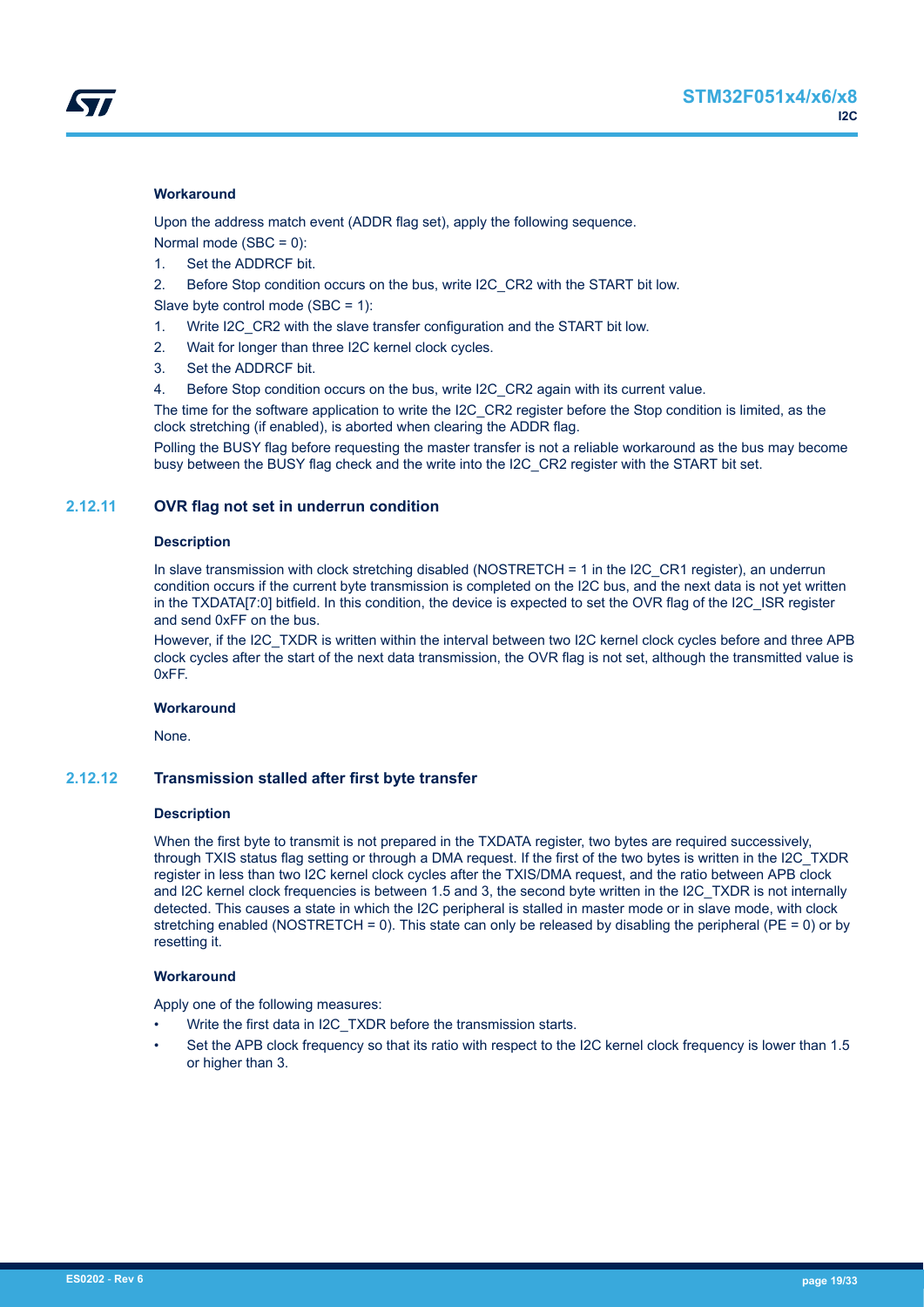#### Workaround

Upon the address match event (ADDR flag set), apply the following sequence.

Normal mode (SBC = 0):

1. Set the ADDRCF bit.
2. Before Stop condition occurs on the bus, write I2C_CR2 with the START bit low.

Slave byte control mode (SBC = 1):

1. Write I2C_CR2 with the slave transfer configuration and the START bit low.
2. Wait for longer than three I2C kernel clock cycles.
3. Set the ADDRCF bit.
4. Before Stop condition occurs on the bus, write I2C_CR2 again with its current value.

The time for the software application to write the I2C_CR2 register before the Stop condition is limited, as the clock stretching (if enabled), is aborted when clearing the ADDR flag.

Polling the BUSY flag before requesting the master transfer is not a reliable workaround as the bus may become busy between the BUSY flag check and the write into the I2C_CR2 register with the START bit set.

### 2.12.11 OVR flag not set in underrun condition

#### Description

In slave transmission with clock stretching disabled (NOSTRETCH = 1 in the I2C_CR1 register), an underrun condition occurs if the current byte transmission is completed on the I2C bus, and the next data is not yet written in the TXDATA[7:0] bitfield. In this condition, the device is expected to set the OVR flag of the I2C_ISR register and send 0xFF on the bus.

However, if the I2C_TXDR is written within the interval between two I2C kernel clock cycles before and three APB clock cycles after the start of the next data transmission, the OVR flag is not set, although the transmitted value is 0xFF.

#### Workaround

None.

### 2.12.12 Transmission stalled after first byte transfer

#### Description

When the first byte to transmit is not prepared in the TXDATA register, two bytes are required successively, through TXIS status flag setting or through a DMA request. If the first of the two bytes is written in the I2C_TXDR register in less than two I2C kernel clock cycles after the TXIS/DMA request, and the ratio between APB clock and I2C kernel clock frequencies is between 1.5 and 3, the second byte written in the I2C_TXDR is not internally detected. This causes a state in which the I2C peripheral is stalled in master mode or in slave mode, with clock stretching enabled (NOSTRETCH = 0). This state can only be released by disabling the peripheral (PE = 0) or by resetting it.

#### Workaround

Apply one of the following measures:

- Write the first data in I2C_TXDR before the transmission starts.
- Set the APB clock frequency so that its ratio with respect to the I2C kernel clock frequency is lower than 1.5 or higher than 3.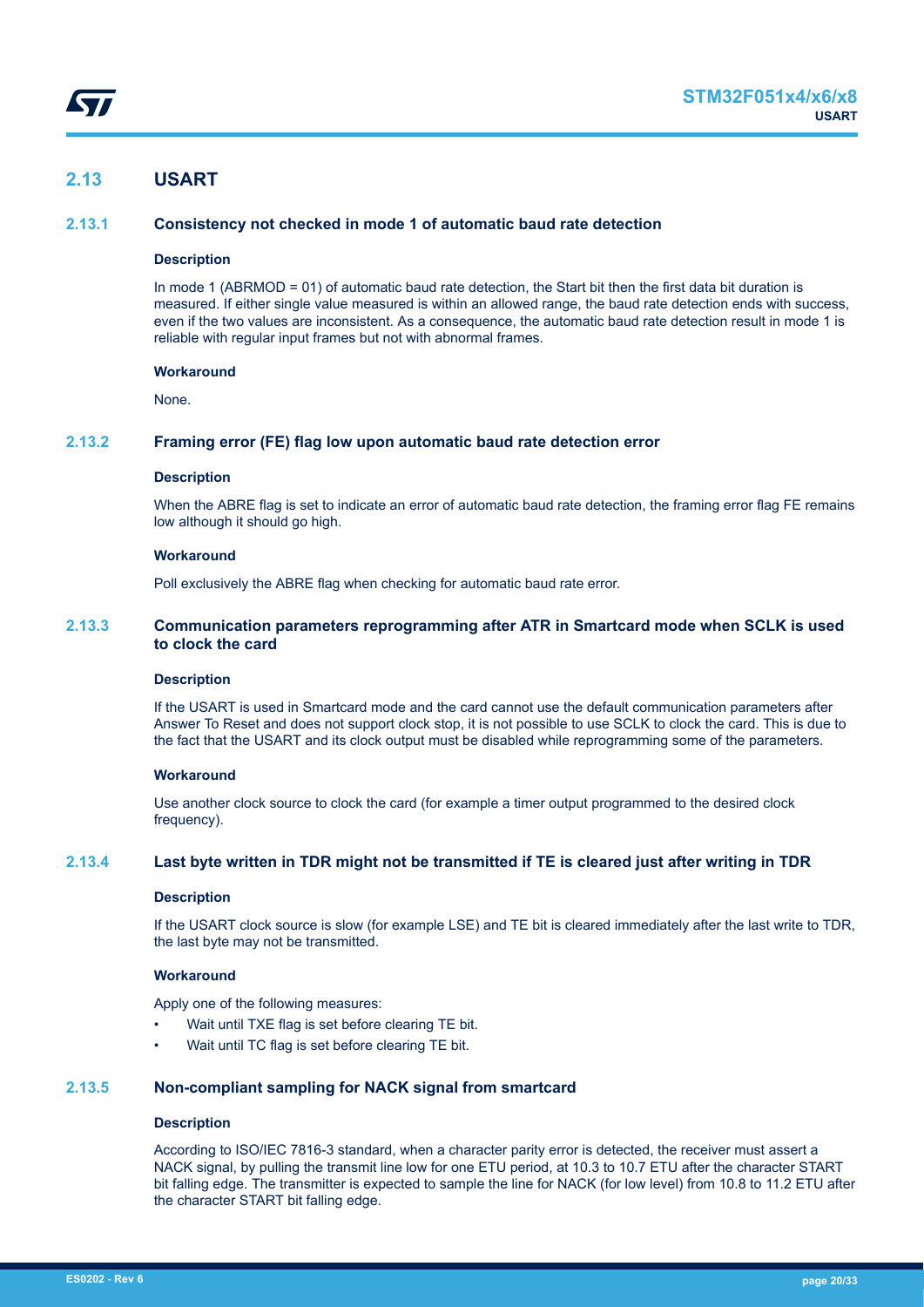## 2.13 USART

### 2.13.1 Consistency not checked in mode 1 of automatic baud rate detection

#### Description

In mode 1 (ABRMOD = 01) of automatic baud rate detection, the Start bit then the first data bit duration is measured. If either single value measured is within an allowed range, the baud rate detection ends with success, even if the two values are inconsistent. As a consequence, the automatic baud rate detection result in mode 1 is reliable with regular input frames but not with abnormal frames.

#### Workaround

None.

### 2.13.2 Framing error (FE) flag low upon automatic baud rate detection error

#### Description

When the ABRE flag is set to indicate an error of automatic baud rate detection, the framing error flag FE remains low although it should go high.

#### Workaround

Poll exclusively the ABRE flag when checking for automatic baud rate error.

### 2.13.3 Communication parameters reprogramming after ATR in Smartcard mode when SCLK is used to clock the card

#### Description

If the USART is used in Smartcard mode and the card cannot use the default communication parameters after Answer To Reset and does not support clock stop, it is not possible to use SCLK to clock the card. This is due to the fact that the USART and its clock output must be disabled while reprogramming some of the parameters.

#### Workaround

Use another clock source to clock the card (for example a timer output programmed to the desired clock frequency).

### 2.13.4 Last byte written in TDR might not be transmitted if TE is cleared just after writing in TDR

#### Description

If the USART clock source is slow (for example LSE) and TE bit is cleared immediately after the last write to TDR, the last byte may not be transmitted.

#### Workaround

Apply one of the following measures:

- Wait until TXE flag is set before clearing TE bit.
- Wait until TC flag is set before clearing TE bit.

### 2.13.5 Non-compliant sampling for NACK signal from smartcard

#### Description

According to ISO/IEC 7816-3 standard, when a character parity error is detected, the receiver must assert a NACK signal, by pulling the transmit line low for one ETU period, at 10.3 to 10.7 ETU after the character START bit falling edge. The transmitter is expected to sample the line for NACK (for low level) from 10.8 to 11.2 ETU after the character START bit falling edge.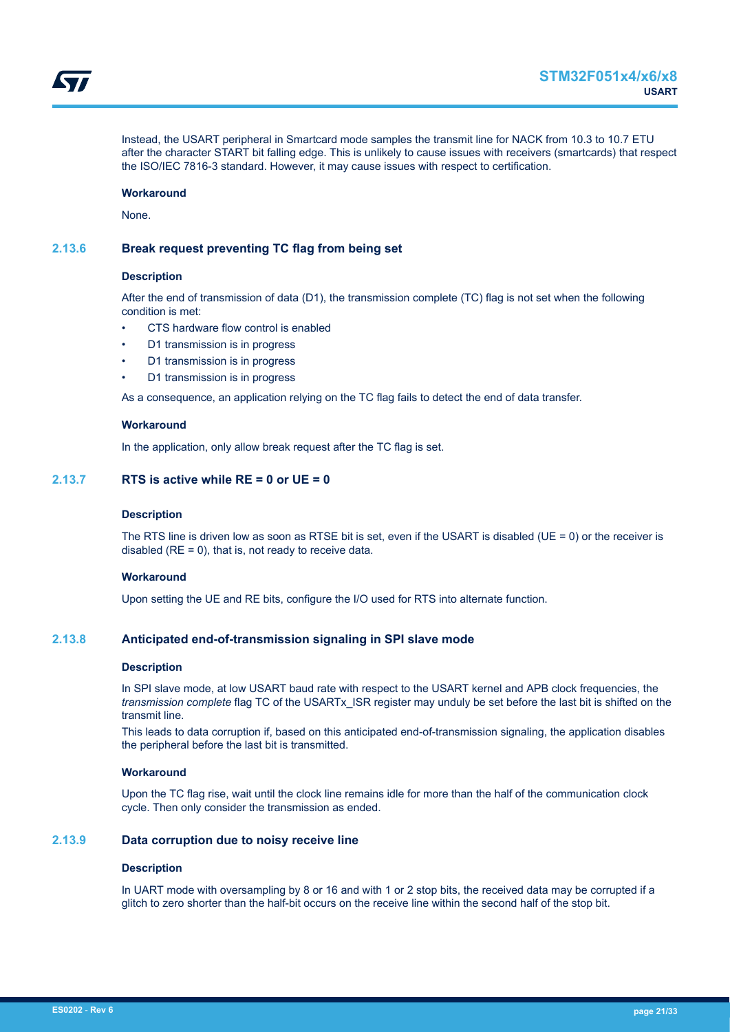Instead, the USART peripheral in Smartcard mode samples the transmit line for NACK from 10.3 to 10.7 ETU after the character START bit falling edge. This is unlikely to cause issues with receivers (smartcards) that respect the ISO/IEC 7816-3 standard. However, it may cause issues with respect to certification.

#### Workaround

None.

### 2.13.6 Break request preventing TC flag from being set

#### Description

After the end of transmission of data (D1), the transmission complete (TC) flag is not set when the following condition is met:

- CTS hardware flow control is enabled
- D1 transmission is in progress
- D1 transmission is in progress
- D1 transmission is in progress

As a consequence, an application relying on the TC flag fails to detect the end of data transfer.

#### Workaround

In the application, only allow break request after the TC flag is set.

### 2.13.7 RTS is active while RE = 0 or UE = 0

#### Description

The RTS line is driven low as soon as RTSE bit is set, even if the USART is disabled (UE = 0) or the receiver is disabled (RE = 0), that is, not ready to receive data.

#### Workaround

Upon setting the UE and RE bits, configure the I/O used for RTS into alternate function.

### 2.13.8 Anticipated end-of-transmission signaling in SPI slave mode

#### Description

In SPI slave mode, at low USART baud rate with respect to the USART kernel and APB clock frequencies, the *transmission complete* flag TC of the USARTx_ISR register may unduly be set before the last bit is shifted on the transmit line.

This leads to data corruption if, based on this anticipated end-of-transmission signaling, the application disables the peripheral before the last bit is transmitted.

#### Workaround

Upon the TC flag rise, wait until the clock line remains idle for more than the half of the communication clock cycle. Then only consider the transmission as ended.

### 2.13.9 Data corruption due to noisy receive line

#### Description

In UART mode with oversampling by 8 or 16 and with 1 or 2 stop bits, the received data may be corrupted if a glitch to zero shorter than the half-bit occurs on the receive line within the second half of the stop bit.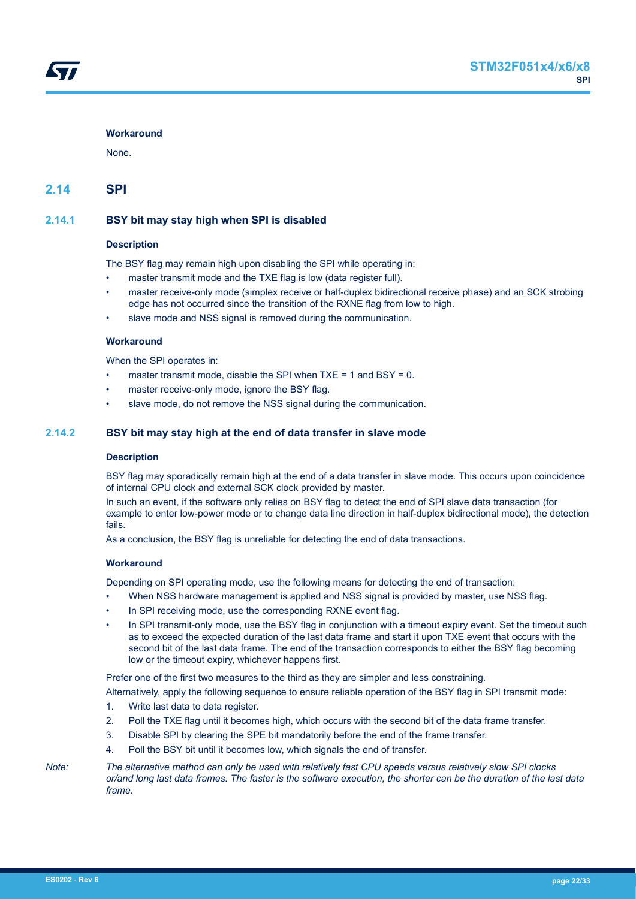#### Workaround

None.

## 2.14 SPI

### 2.14.1 BSY bit may stay high when SPI is disabled

#### Description

The BSY flag may remain high upon disabling the SPI while operating in:

- master transmit mode and the TXE flag is low (data register full).
- master receive-only mode (simplex receive or half-duplex bidirectional receive phase) and an SCK strobing edge has not occurred since the transition of the RXNE flag from low to high.
- slave mode and NSS signal is removed during the communication.

#### Workaround

When the SPI operates in:

- master transmit mode, disable the SPI when TXE = 1 and BSY = 0.
- master receive-only mode, ignore the BSY flag.
- slave mode, do not remove the NSS signal during the communication.

### 2.14.2 BSY bit may stay high at the end of data transfer in slave mode

#### Description

BSY flag may sporadically remain high at the end of a data transfer in slave mode. This occurs upon coincidence of internal CPU clock and external SCK clock provided by master.

In such an event, if the software only relies on BSY flag to detect the end of SPI slave data transaction (for example to enter low-power mode or to change data line direction in half-duplex bidirectional mode), the detection fails.

As a conclusion, the BSY flag is unreliable for detecting the end of data transactions.

#### Workaround

Depending on SPI operating mode, use the following means for detecting the end of transaction:

- When NSS hardware management is applied and NSS signal is provided by master, use NSS flag.
- In SPI receiving mode, use the corresponding RXNE event flag.
- In SPI transmit-only mode, use the BSY flag in conjunction with a timeout expiry event. Set the timeout such as to exceed the expected duration of the last data frame and start it upon TXE event that occurs with the second bit of the last data frame. The end of the transaction corresponds to either the BSY flag becoming low or the timeout expiry, whichever happens first.

Prefer one of the first two measures to the third as they are simpler and less constraining.

Alternatively, apply the following sequence to ensure reliable operation of the BSY flag in SPI transmit mode:

1. Write last data to data register.
2. Poll the TXE flag until it becomes high, which occurs with the second bit of the data frame transfer.
3. Disable SPI by clearing the SPE bit mandatorily before the end of the frame transfer.
4. Poll the BSY bit until it becomes low, which signals the end of transfer.

*Note: The alternative method can only be used with relatively fast CPU speeds versus relatively slow SPI clocks or/and long last data frames. The faster is the software execution, the shorter can be the duration of the last data frame.*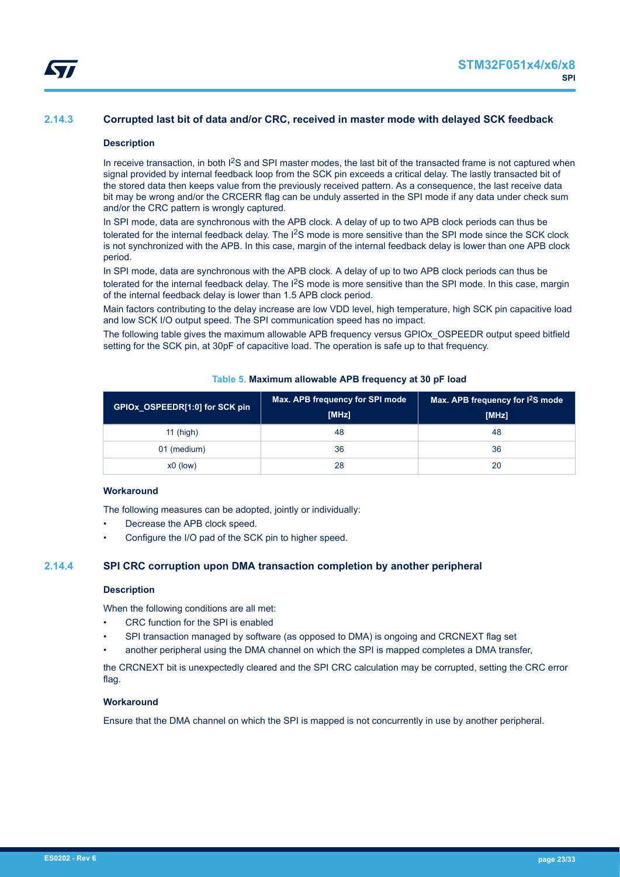### 2.14.3 Corrupted last bit of data and/or CRC, received in master mode with delayed SCK feedback

#### Description

In receive transaction, in both I$^2$S and SPI master modes, the last bit of the transacted frame is not captured when signal provided by internal feedback loop from the SCK pin exceeds a critical delay. The lastly transacted bit of the stored data then keeps value from the previously received pattern. As a consequence, the last receive data bit may be wrong and/or the CRCERR flag can be unduly asserted in the SPI mode if any data under check sum and/or the CRC pattern is wrongly captured.

In SPI mode, data are synchronous with the APB clock. A delay of up to two APB clock periods can thus be tolerated for the internal feedback delay. The I$^2$S mode is more sensitive than the SPI mode since the SCK clock is not synchronized with the APB. In this case, margin of the internal feedback delay is lower than one APB clock period.

In SPI mode, data are synchronous with the APB clock. A delay of up to two APB clock periods can thus be tolerated for the internal feedback delay. The I$^2$S mode is more sensitive than the SPI mode. In this case, margin of the internal feedback delay is lower than 1.5 APB clock period.

Main factors contributing to the delay increase are low VDD level, high temperature, high SCK pin capacitive load and low SCK I/O output speed. The SPI communication speed has no impact.

The following table gives the maximum allowable APB frequency versus GPIOx_OSPEEDR output speed bitfield setting for the SCK pin, at 30pF of capacitive load. The operation is safe up to that frequency.

**Table 5. Maximum allowable APB frequency at 30 pF load**

| GPIOx_OSPEEDR[1:0] for SCK pin | Max. APB frequency for SPI mode [MHz] | Max. APB frequency for I$^2$S mode [MHz] |
|---|---|---|
| 11 (high) | 48 | 48 |
| 01 (medium) | 36 | 36 |
| x0 (low) | 28 | 20 |

#### Workaround

The following measures can be adopted, jointly or individually:

- Decrease the APB clock speed.
- Configure the I/O pad of the SCK pin to higher speed.

### 2.14.4 SPI CRC corruption upon DMA transaction completion by another peripheral

#### Description

When the following conditions are all met:

- CRC function for the SPI is enabled
- SPI transaction managed by software (as opposed to DMA) is ongoing and CRCNEXT flag set
- another peripheral using the DMA channel on which the SPI is mapped completes a DMA transfer,

the CRCNEXT bit is unexpectedly cleared and the SPI CRC calculation may be corrupted, setting the CRC error flag.

#### Workaround

Ensure that the DMA channel on which the SPI is mapped is not concurrently in use by another peripheral.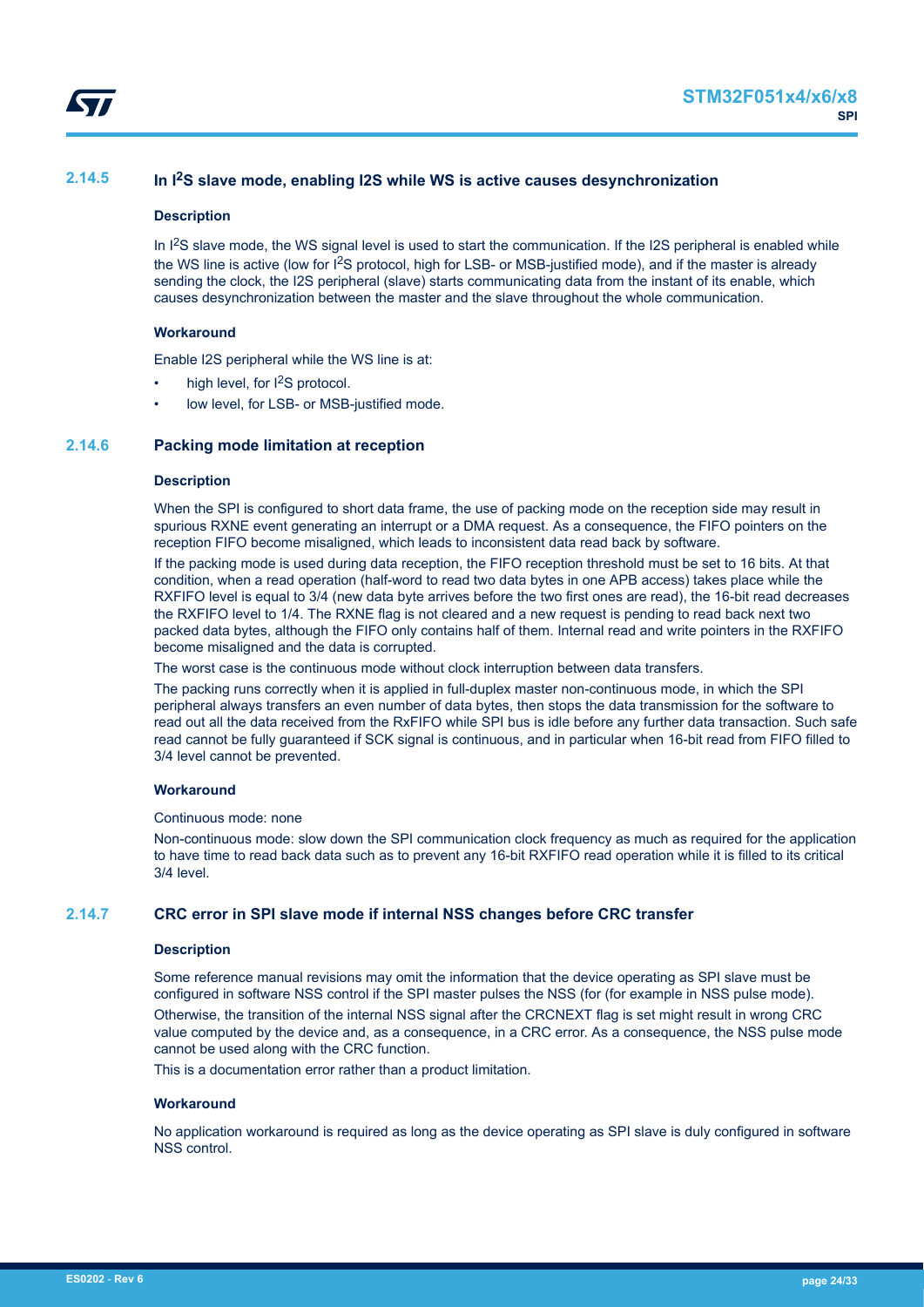### 2.14.5 In I2S slave mode, enabling I2S while WS is active causes desynchronization

#### Description

In I2S slave mode, the WS signal level is used to start the communication. If the I2S peripheral is enabled while the WS line is active (low for I2S protocol, high for LSB- or MSB-justified mode), and if the master is already sending the clock, the I2S peripheral (slave) starts communicating data from the instant of its enable, which causes desynchronization between the master and the slave throughout the whole communication.

#### Workaround

Enable I2S peripheral while the WS line is at:

- high level, for I2S protocol.
- low level, for LSB- or MSB-justified mode.

### 2.14.6 Packing mode limitation at reception

#### Description

When the SPI is configured to short data frame, the use of packing mode on the reception side may result in spurious RXNE event generating an interrupt or a DMA request. As a consequence, the FIFO pointers on the reception FIFO become misaligned, which leads to inconsistent data read back by software.

If the packing mode is used during data reception, the FIFO reception threshold must be set to 16 bits. At that condition, when a read operation (half-word to read two data bytes in one APB access) takes place while the RXFIFO level is equal to 3/4 (new data byte arrives before the two first ones are read), the 16-bit read decreases the RXFIFO level to 1/4. The RXNE flag is not cleared and a new request is pending to read back next two packed data bytes, although the FIFO only contains half of them. Internal read and write pointers in the RXFIFO become misaligned and the data is corrupted.

The worst case is the continuous mode without clock interruption between data transfers.

The packing runs correctly when it is applied in full-duplex master non-continuous mode, in which the SPI peripheral always transfers an even number of data bytes, then stops the data transmission for the software to read out all the data received from the RxFIFO while SPI bus is idle before any further data transaction. Such safe read cannot be fully guaranteed if SCK signal is continuous, and in particular when 16-bit read from FIFO filled to 3/4 level cannot be prevented.

#### Workaround

Continuous mode: none

Non-continuous mode: slow down the SPI communication clock frequency as much as required for the application to have time to read back data such as to prevent any 16-bit RXFIFO read operation while it is filled to its critical 3/4 level.

### 2.14.7 CRC error in SPI slave mode if internal NSS changes before CRC transfer

#### Description

Some reference manual revisions may omit the information that the device operating as SPI slave must be configured in software NSS control if the SPI master pulses the NSS (for (for example in NSS pulse mode). Otherwise, the transition of the internal NSS signal after the CRCNEXT flag is set might result in wrong CRC value computed by the device and, as a consequence, in a CRC error. As a consequence, the NSS pulse mode cannot be used along with the CRC function.

This is a documentation error rather than a product limitation.

#### Workaround

No application workaround is required as long as the device operating as SPI slave is duly configured in software NSS control.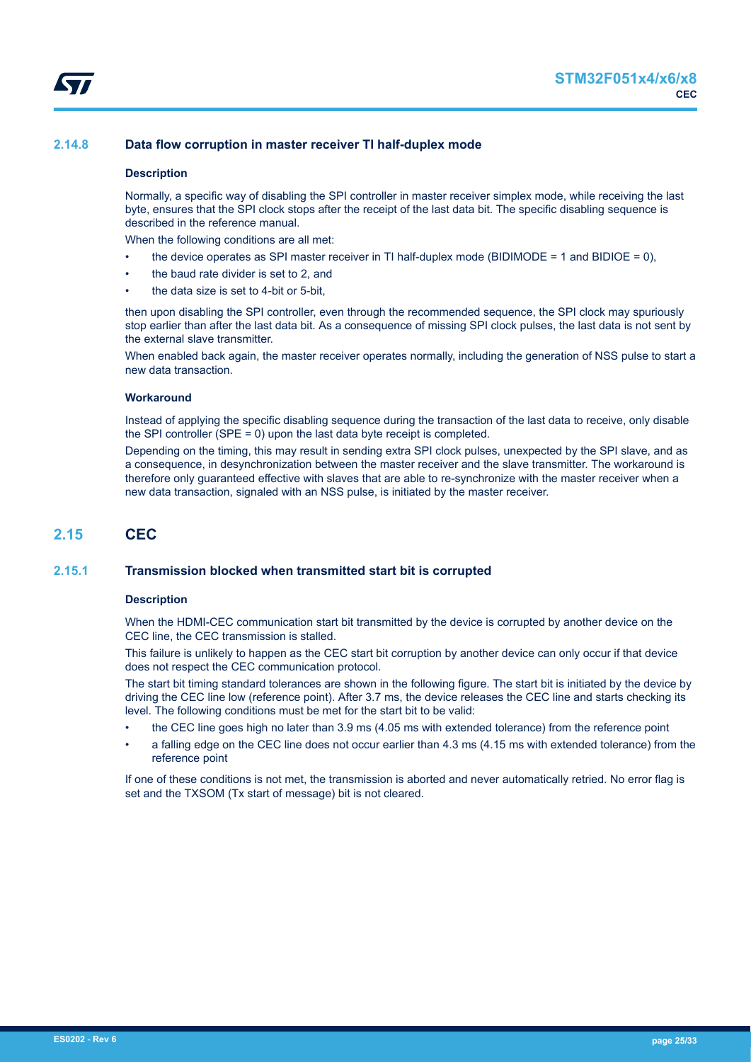### 2.14.8 Data flow corruption in master receiver TI half-duplex mode

#### Description

Normally, a specific way of disabling the SPI controller in master receiver simplex mode, while receiving the last byte, ensures that the SPI clock stops after the receipt of the last data bit. The specific disabling sequence is described in the reference manual.

When the following conditions are all met:

- the device operates as SPI master receiver in TI half-duplex mode (BIDIMODE = 1 and BIDIOE = 0),
- the baud rate divider is set to 2, and
- the data size is set to 4-bit or 5-bit,

then upon disabling the SPI controller, even through the recommended sequence, the SPI clock may spuriously stop earlier than after the last data bit. As a consequence of missing SPI clock pulses, the last data is not sent by the external slave transmitter.

When enabled back again, the master receiver operates normally, including the generation of NSS pulse to start a new data transaction.

#### Workaround

Instead of applying the specific disabling sequence during the transaction of the last data to receive, only disable the SPI controller (SPE = 0) upon the last data byte receipt is completed.

Depending on the timing, this may result in sending extra SPI clock pulses, unexpected by the SPI slave, and as a consequence, in desynchronization between the master receiver and the slave transmitter. The workaround is therefore only guaranteed effective with slaves that are able to re-synchronize with the master receiver when a new data transaction, signaled with an NSS pulse, is initiated by the master receiver.

## 2.15 CEC

### 2.15.1 Transmission blocked when transmitted start bit is corrupted

#### Description

When the HDMI-CEC communication start bit transmitted by the device is corrupted by another device on the CEC line, the CEC transmission is stalled.

This failure is unlikely to happen as the CEC start bit corruption by another device can only occur if that device does not respect the CEC communication protocol.

The start bit timing standard tolerances are shown in the following figure. The start bit is initiated by the device by driving the CEC line low (reference point). After 3.7 ms, the device releases the CEC line and starts checking its level. The following conditions must be met for the start bit to be valid:

- the CEC line goes high no later than 3.9 ms (4.05 ms with extended tolerance) from the reference point
- a falling edge on the CEC line does not occur earlier than 4.3 ms (4.15 ms with extended tolerance) from the reference point

If one of these conditions is not met, the transmission is aborted and never automatically retried. No error flag is set and the TXSOM (Tx start of message) bit is not cleared.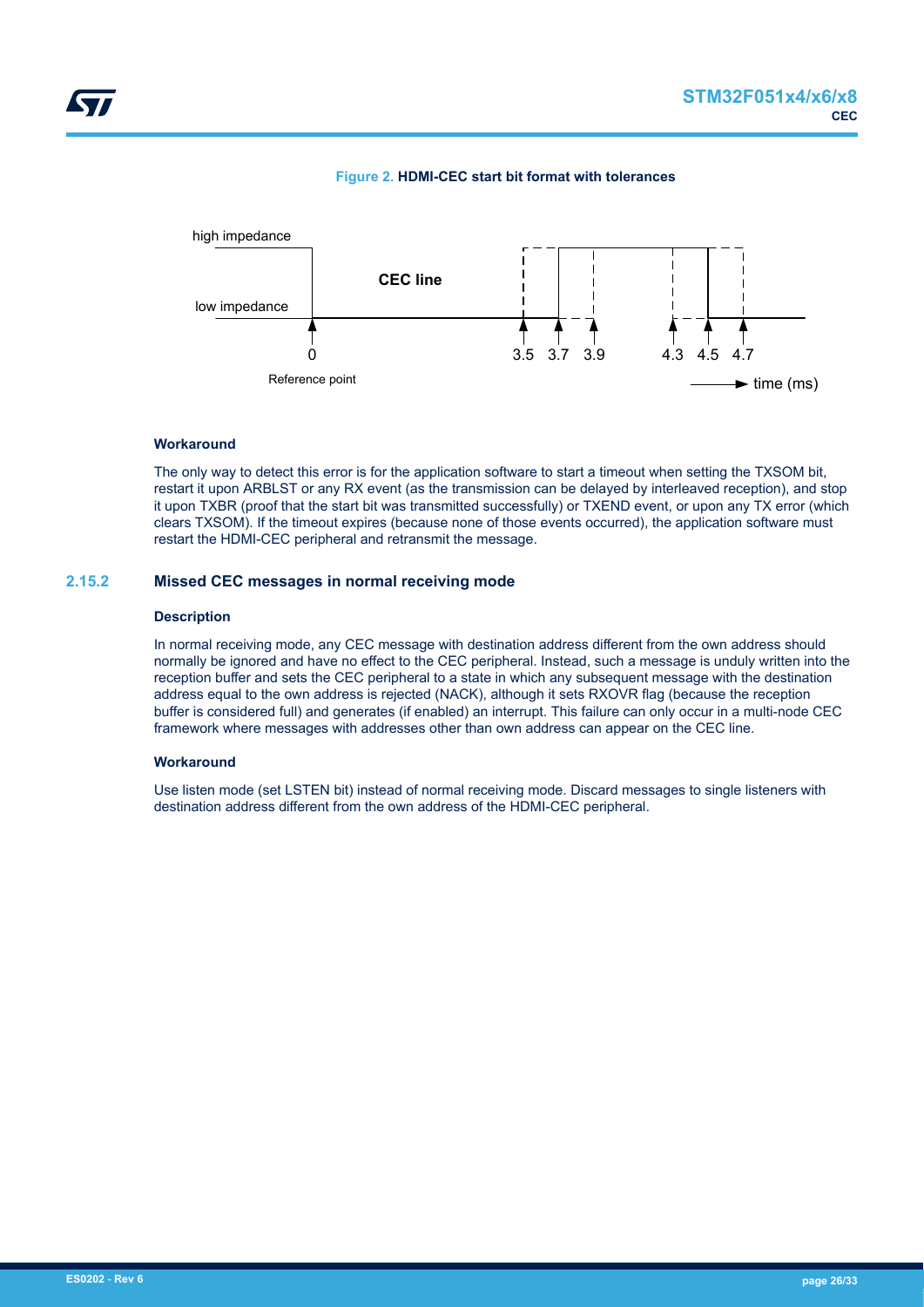**Figure 2. HDMI-CEC start bit format with tolerances**

high impedance

low impedance

CEC line

0 3.5 3.7 3.9 4.3 4.5 4.7

Reference point

time (ms)

#### Workaround

The only way to detect this error is for the application software to start a timeout when setting the TXSOM bit, restart it upon ARBLST or any RX event (as the transmission can be delayed by interleaved reception), and stop it upon TXBR (proof that the start bit was transmitted successfully) or TXEND event, or upon any TX error (which clears TXSOM). If the timeout expires (because none of those events occurred), the application software must restart the HDMI-CEC peripheral and retransmit the message.

### 2.15.2 Missed CEC messages in normal receiving mode

#### Description

In normal receiving mode, any CEC message with destination address different from the own address should normally be ignored and have no effect to the CEC peripheral. Instead, such a message is unduly written into the reception buffer and sets the CEC peripheral to a state in which any subsequent message with the destination address equal to the own address is rejected (NACK), although it sets RXOVR flag (because the reception buffer is considered full) and generates (if enabled) an interrupt. This failure can only occur in a multi-node CEC framework where messages with addresses other than own address can appear on the CEC line.

#### Workaround

Use listen mode (set LSTEN bit) instead of normal receiving mode. Discard messages to single listeners with destination address different from the own address of the HDMI-CEC peripheral.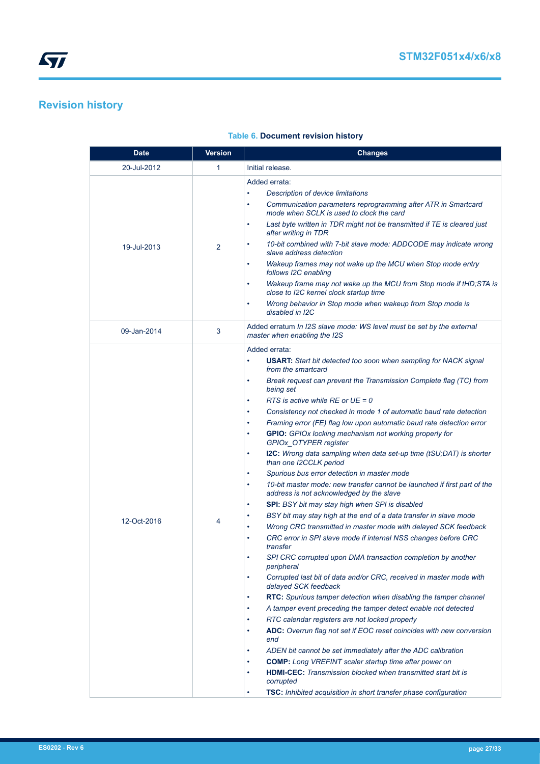## Revision history

**Table 6. Document revision history**

| Date | Version | Changes |
|---|---|---|
| 20-Jul-2012 | 1 | Initial release. |
| 19-Jul-2013 | 2 | Added errata:<br>• *Description of device limitations*<br>• *Communication parameters reprogramming after ATR in Smartcard mode when SCLK is used to clock the card*<br>• *Last byte written in TDR might not be transmitted if TE is cleared just after writing in TDR*<br>• *10-bit combined with 7-bit slave mode: ADDCODE may indicate wrong slave address detection*<br>• *Wakeup frames may not wake up the MCU when Stop mode entry follows I2C enabling*<br>• *Wakeup frame may not wake up the MCU from Stop mode if tHD;STA is close to I2C kernel clock startup time*<br>• *Wrong behavior in Stop mode when wakeup from Stop mode is disabled in I2C* |
| 09-Jan-2014 | 3 | Added erratum *In I2S slave mode: WS level must be set by the external master when enabling the I2S* |
| 12-Oct-2016 | 4 | Added errata:<br>• **USART:** *Start bit detected too soon when sampling for NACK signal from the smartcard*<br>• *Break request can prevent the Transmission Complete flag (TC) from being set*<br>• *RTS is active while RE or UE = 0*<br>• *Consistency not checked in mode 1 of automatic baud rate detection*<br>• *Framing error (FE) flag low upon automatic baud rate detection error*<br>• **GPIO:** *GPIOx locking mechanism not working properly for GPIOx_OTYPER register*<br>• **I2C:** *Wrong data sampling when data set-up time (tSU;DAT) is shorter than one I2CCLK period*<br>• *Spurious bus error detection in master mode*<br>• *10-bit master mode: new transfer cannot be launched if first part of the address is not acknowledged by the slave*<br>• **SPI:** *BSY bit may stay high when SPI is disabled*<br>• *BSY bit may stay high at the end of a data transfer in slave mode*<br>• *Wrong CRC transmitted in master mode with delayed SCK feedback*<br>• *CRC error in SPI slave mode if internal NSS changes before CRC transfer*<br>• *SPI CRC corrupted upon DMA transaction completion by another peripheral*<br>• *Corrupted last bit of data and/or CRC, received in master mode with delayed SCK feedback*<br>• **RTC:** *Spurious tamper detection when disabling the tamper channel*<br>• *A tamper event preceding the tamper detect enable not detected*<br>• *RTC calendar registers are not locked properly*<br>• **ADC:** *Overrun flag not set if EOC reset coincides with new conversion end*<br>• *ADEN bit cannot be set immediately after the ADC calibration*<br>• **COMP:** *Long VREFINT scaler startup time after power on*<br>• **HDMI-CEC:** *Transmission blocked when transmitted start bit is corrupted*<br>• **TSC:** *Inhibited acquisition in short transfer phase configuration* |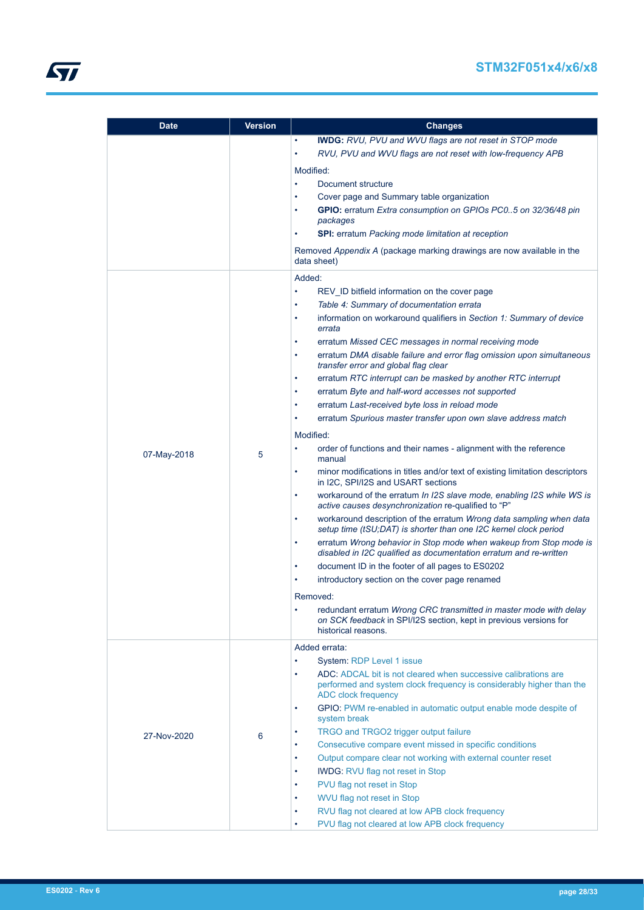| Date | Version | Changes |
|---|---|---|
| | | • **IWDG:** *RVU, PVU and WVU flags are not reset in STOP mode*<br>• *RVU, PVU and WVU flags are not reset with low-frequency APB*<br><br>Modified:<br>• Document structure<br>• Cover page and Summary table organization<br>• **GPIO:** erratum *Extra consumption on GPIOs PC0..5 on 32/36/48 pin packages*<br>• **SPI:** erratum *Packing mode limitation at reception*<br><br>Removed *Appendix A* (package marking drawings are now available in the data sheet) |
| 07-May-2018 | 5 | Added:<br>• REV_ID bitfield information on the cover page<br>• *Table 4: Summary of documentation errata*<br>• information on workaround qualifiers in *Section 1: Summary of device errata*<br>• erratum *Missed CEC messages in normal receiving mode*<br>• erratum *DMA disable failure and error flag omission upon simultaneous transfer error and global flag clear*<br>• erratum *RTC interrupt can be masked by another RTC interrupt*<br>• erratum *Byte and half-word accesses not supported*<br>• erratum *Last-received byte loss in reload mode*<br>• erratum *Spurious master transfer upon own slave address match*<br><br>Modified:<br>• order of functions and their names - alignment with the reference manual<br>• minor modifications in titles and/or text of existing limitation descriptors in I2C, SPI/I2S and USART sections<br>• workaround of the erratum *In I2S slave mode, enabling I2S while WS is active causes desynchronization* re-qualified to “P”<br>• workaround description of the erratum *Wrong data sampling when data setup time (tSU;DAT) is shorter than one I2C kernel clock period*<br>• erratum *Wrong behavior in Stop mode when wakeup from Stop mode is disabled in I2C qualified as documentation erratum and re-written*<br>• document ID in the footer of all pages to ES0202<br>• introductory section on the cover page renamed<br><br>Removed:<br>• redundant erratum *Wrong CRC transmitted in master mode with delay on SCK feedback* in SPI/I2S section, kept in previous versions for historical reasons. |
| 27-Nov-2020 | 6 | Added errata:<br>• System: RDP Level 1 issue<br>• ADC: ADCAL bit is not cleared when successive calibrations are performed and system clock frequency is considerably higher than the ADC clock frequency<br>• GPIO: PWM re-enabled in automatic output enable mode despite of system break<br>• TRGO and TRGO2 trigger output failure<br>• Consecutive compare event missed in specific conditions<br>• Output compare clear not working with external counter reset<br>• IWDG: RVU flag not reset in Stop<br>• PVU flag not reset in Stop<br>• WVU flag not reset in Stop<br>• RVU flag not cleared at low APB clock frequency<br>• PVU flag not cleared at low APB clock frequency |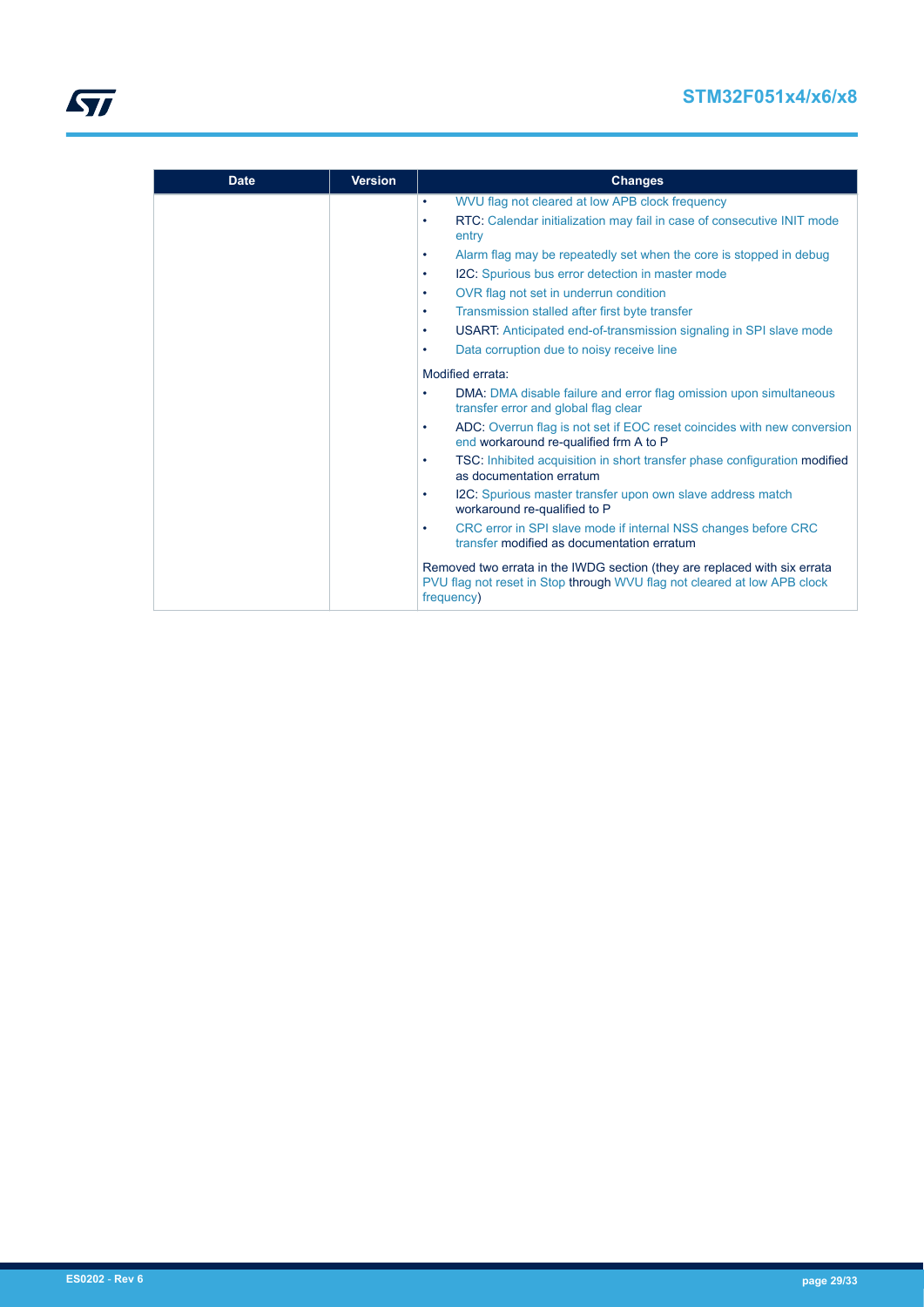| Date | Version | Changes |
|---|---|---|
| | | • WVU flag not cleared at low APB clock frequency<br>• RTC: Calendar initialization may fail in case of consecutive INIT mode entry<br>• Alarm flag may be repeatedly set when the core is stopped in debug<br>• I2C: Spurious bus error detection in master mode<br>• OVR flag not set in underrun condition<br>• Transmission stalled after first byte transfer<br>• USART: Anticipated end-of-transmission signaling in SPI slave mode<br>• Data corruption due to noisy receive line<br><br>Modified errata:<br>• DMA: DMA disable failure and error flag omission upon simultaneous transfer error and global flag clear<br>• ADC: Overrun flag is not set if EOC reset coincides with new conversion end workaround re-qualified frm A to P<br>• TSC: Inhibited acquisition in short transfer phase configuration modified as documentation erratum<br>• I2C: Spurious master transfer upon own slave address match workaround re-qualified to P<br>• CRC error in SPI slave mode if internal NSS changes before CRC transfer modified as documentation erratum<br><br>Removed two errata in the IWDG section (they are replaced with six errata PVU flag not reset in Stop through WVU flag not cleared at low APB clock frequency) |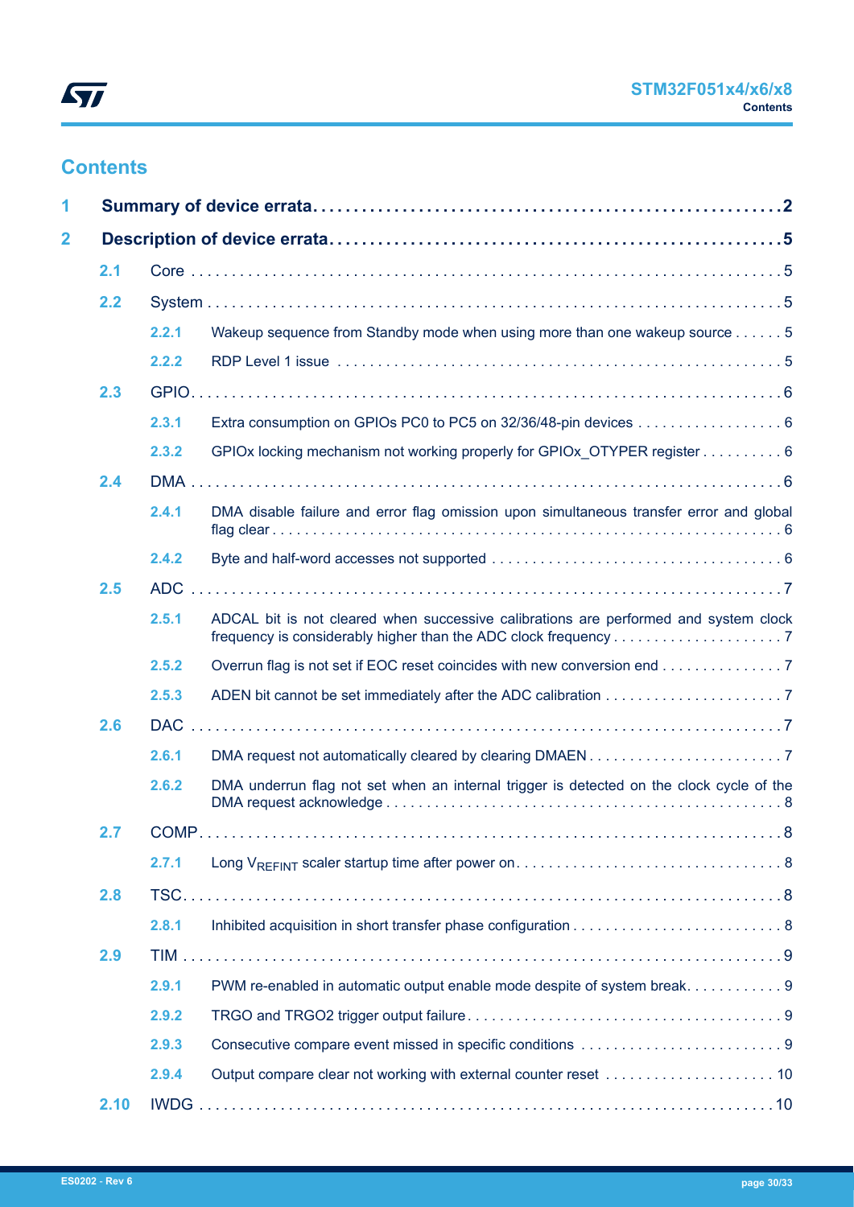# Contents

| | | |
|---|---|---|
| **1** | **Summary of device errata** | **2** |
| **2** | **Description of device errata** | **5** |
| 2.1 | Core | 5 |
| 2.2 | System | 5 |
| 2.2.1 | Wakeup sequence from Standby mode when using more than one wakeup source | 5 |
| 2.2.2 | RDP Level 1 issue | 5 |
| 2.3 | GPIO | 6 |
| 2.3.1 | Extra consumption on GPIOs PC0 to PC5 on 32/36/48-pin devices | 6 |
| 2.3.2 | GPIOx locking mechanism not working properly for GPIOx_OTYPER register | 6 |
| 2.4 | DMA | 6 |
| 2.4.1 | DMA disable failure and error flag omission upon simultaneous transfer error and global flag clear | 6 |
| 2.4.2 | Byte and half-word accesses not supported | 6 |
| 2.5 | ADC | 7 |
| 2.5.1 | ADCAL bit is not cleared when successive calibrations are performed and system clock frequency is considerably higher than the ADC clock frequency | 7 |
| 2.5.2 | Overrun flag is not set if EOC reset coincides with new conversion end | 7 |
| 2.5.3 | ADEN bit cannot be set immediately after the ADC calibration | 7 |
| 2.6 | DAC | 7 |
| 2.6.1 | DMA request not automatically cleared by clearing DMAEN | 7 |
| 2.6.2 | DMA underrun flag not set when an internal trigger is detected on the clock cycle of the DMA request acknowledge | 8 |
| 2.7 | COMP | 8 |
| 2.7.1 | Long $V_{REFINT}$ scaler startup time after power on | 8 |
| 2.8 | TSC | 8 |
| 2.8.1 | Inhibited acquisition in short transfer phase configuration | 8 |
| 2.9 | TIM | 9 |
| 2.9.1 | PWM re-enabled in automatic output enable mode despite of system break | 9 |
| 2.9.2 | TRGO and TRGO2 trigger output failure | 9 |
| 2.9.3 | Consecutive compare event missed in specific conditions | 9 |
| 2.9.4 | Output compare clear not working with external counter reset | 10 |
| 2.10 | IWDG | 10 |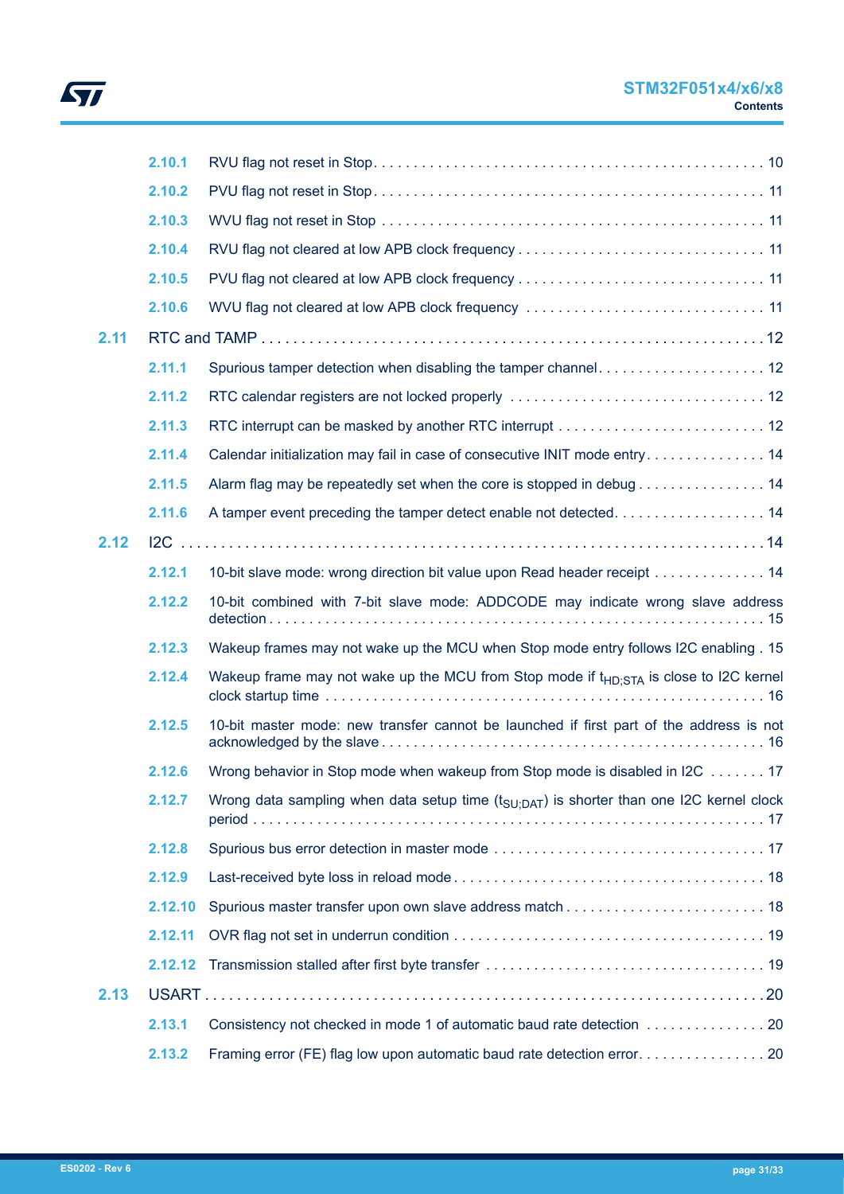- 2.10.1 RVU flag not reset in Stop . . . . . . . . . . . . . . . . . . . . . . . . . . . . . . . . . . . . . . . . . . . . . . . 10
- 2.10.2 PVU flag not reset in Stop . . . . . . . . . . . . . . . . . . . . . . . . . . . . . . . . . . . . . . . . . . . . . . . 11
- 2.10.3 WVU flag not reset in Stop . . . . . . . . . . . . . . . . . . . . . . . . . . . . . . . . . . . . . . . . . . . . . . 11
- 2.10.4 RVU flag not cleared at low APB clock frequency . . . . . . . . . . . . . . . . . . . . . . . . . . . . . . 11
- 2.10.5 PVU flag not cleared at low APB clock frequency . . . . . . . . . . . . . . . . . . . . . . . . . . . . . . 11
- 2.10.6 WVU flag not cleared at low APB clock frequency . . . . . . . . . . . . . . . . . . . . . . . . . . . . . 11

2.11 RTC and TAMP . . . . . . . . . . . . . . . . . . . . . . . . . . . . . . . . . . . . . . . . . . . . . . . . . . . . . . . . . . 12

- 2.11.1 Spurious tamper detection when disabling the tamper channel . . . . . . . . . . . . . . . . . . . . 12
- 2.11.2 RTC calendar registers are not locked properly . . . . . . . . . . . . . . . . . . . . . . . . . . . . . . . 12
- 2.11.3 RTC interrupt can be masked by another RTC interrupt . . . . . . . . . . . . . . . . . . . . . . . . . 12
- 2.11.4 Calendar initialization may fail in case of consecutive INIT mode entry . . . . . . . . . . . . . . . 14
- 2.11.5 Alarm flag may be repeatedly set when the core is stopped in debug . . . . . . . . . . . . . . . . 14
- 2.11.6 A tamper event preceding the tamper detect enable not detected . . . . . . . . . . . . . . . . . . . 14

2.12 I2C . . . . . . . . . . . . . . . . . . . . . . . . . . . . . . . . . . . . . . . . . . . . . . . . . . . . . . . . . . . . . . . . . . 14

- 2.12.1 10-bit slave mode: wrong direction bit value upon Read header receipt . . . . . . . . . . . . . . 14
- 2.12.2 10-bit combined with 7-bit slave mode: ADDCODE may indicate wrong slave address detection . . . . . . . . . . . . . . . . . . . . . . . . . . . . . . . . . . . . . . . . . . . . . . . . . . . . . . . . . . . . . 15
- 2.12.3 Wakeup frames may not wake up the MCU when Stop mode entry follows I2C enabling . 15
- 2.12.4 Wakeup frame may not wake up the MCU from Stop mode if $t_{HD;STA}$ is close to I2C kernel clock startup time . . . . . . . . . . . . . . . . . . . . . . . . . . . . . . . . . . . . . . . . . . . . . . . . . . . . . 16
- 2.12.5 10-bit master mode: new transfer cannot be launched if first part of the address is not acknowledged by the slave . . . . . . . . . . . . . . . . . . . . . . . . . . . . . . . . . . . . . . . . . . . . . . . 16
- 2.12.6 Wrong behavior in Stop mode when wakeup from Stop mode is disabled in I2C . . . . . . . 17
- 2.12.7 Wrong data sampling when data setup time ($t_{SU;DAT}$) is shorter than one I2C kernel clock period . . . . . . . . . . . . . . . . . . . . . . . . . . . . . . . . . . . . . . . . . . . . . . . . . . . . . . . . . . . . . . 17
- 2.12.8 Spurious bus error detection in master mode . . . . . . . . . . . . . . . . . . . . . . . . . . . . . . . . . 17
- 2.12.9 Last-received byte loss in reload mode . . . . . . . . . . . . . . . . . . . . . . . . . . . . . . . . . . . . . . 18
- 2.12.10 Spurious master transfer upon own slave address match . . . . . . . . . . . . . . . . . . . . . . . . . 18
- 2.12.11 OVR flag not set in underrun condition . . . . . . . . . . . . . . . . . . . . . . . . . . . . . . . . . . . . . . 19
- 2.12.12 Transmission stalled after first byte transfer . . . . . . . . . . . . . . . . . . . . . . . . . . . . . . . . . . 19

2.13 USART . . . . . . . . . . . . . . . . . . . . . . . . . . . . . . . . . . . . . . . . . . . . . . . . . . . . . . . . . . . . . . . . 20

- 2.13.1 Consistency not checked in mode 1 of automatic baud rate detection . . . . . . . . . . . . . . . 20
- 2.13.2 Framing error (FE) flag low upon automatic baud rate detection error . . . . . . . . . . . . . . . . 20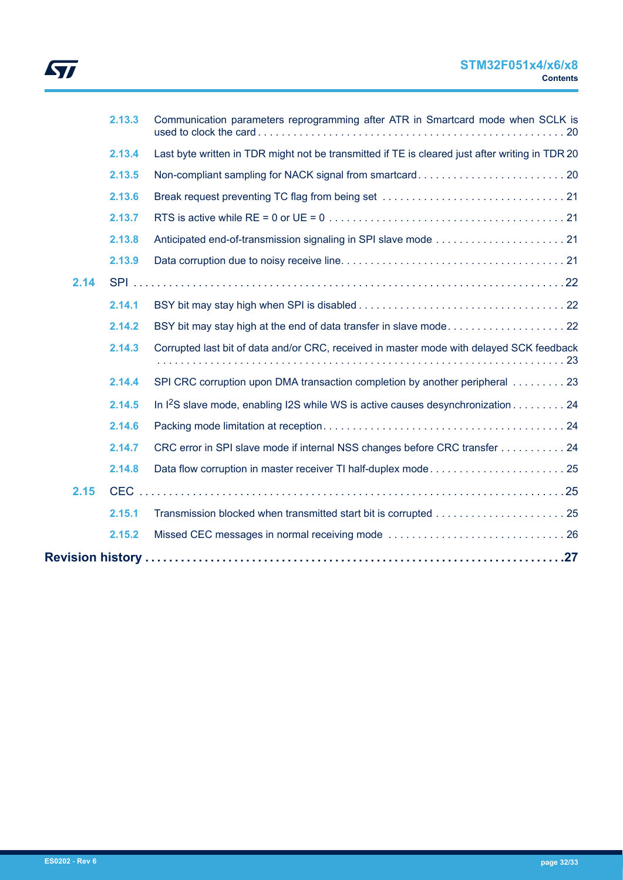2.13.3 Communication parameters reprogramming after ATR in Smartcard mode when SCLK is used to clock the card . . . . . 20

2.13.4 Last byte written in TDR might not be transmitted if TE is cleared just after writing in TDR 20

2.13.5 Non-compliant sampling for NACK signal from smartcard . . . . . 20

2.13.6 Break request preventing TC flag from being set . . . . . 21

2.13.7 RTS is active while RE = 0 or UE = 0 . . . . . 21

2.13.8 Anticipated end-of-transmission signaling in SPI slave mode . . . . . 21

2.13.9 Data corruption due to noisy receive line. . . . . . 21

2.14 SPI . . . . . 22

2.14.1 BSY bit may stay high when SPI is disabled . . . . . 22

2.14.2 BSY bit may stay high at the end of data transfer in slave mode. . . . . . 22

2.14.3 Corrupted last bit of data and/or CRC, received in master mode with delayed SCK feedback . . . . . 23

2.14.4 SPI CRC corruption upon DMA transaction completion by another peripheral . . . . . 23

2.14.5 In $I^2S$ slave mode, enabling I2S while WS is active causes desynchronization . . . . . 24

2.14.6 Packing mode limitation at reception. . . . . . 24

2.14.7 CRC error in SPI slave mode if internal NSS changes before CRC transfer . . . . . 24

2.14.8 Data flow corruption in master receiver TI half-duplex mode. . . . . . 25

2.15 CEC . . . . . 25

2.15.1 Transmission blocked when transmitted start bit is corrupted . . . . . 25

2.15.2 Missed CEC messages in normal receiving mode . . . . . 26

**Revision history . . . . . 27**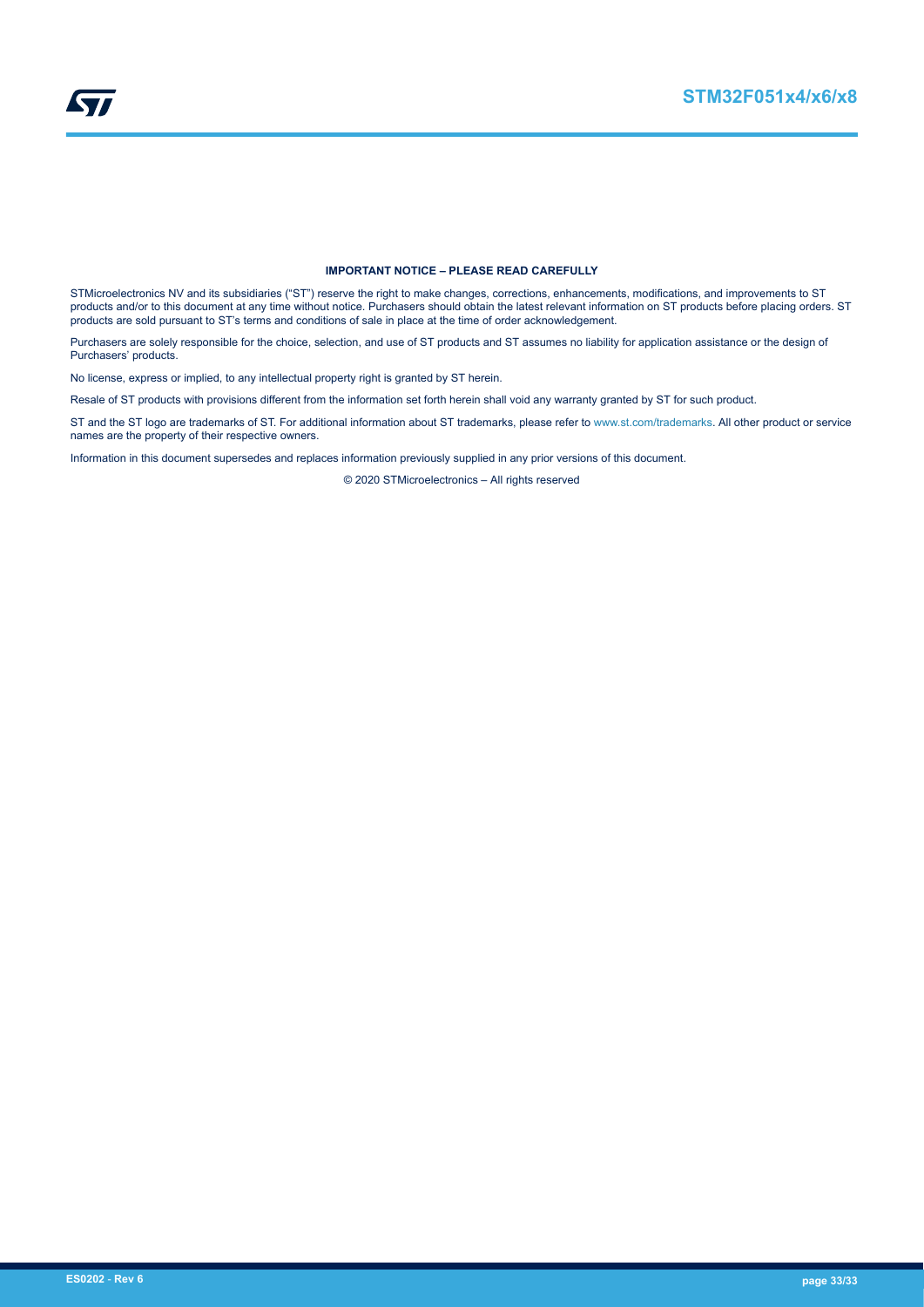**IMPORTANT NOTICE – PLEASE READ CAREFULLY**

STMicroelectronics NV and its subsidiaries ("ST") reserve the right to make changes, corrections, enhancements, modifications, and improvements to ST products and/or to this document at any time without notice. Purchasers should obtain the latest relevant information on ST products before placing orders. ST products are sold pursuant to ST's terms and conditions of sale in place at the time of order acknowledgement.

Purchasers are solely responsible for the choice, selection, and use of ST products and ST assumes no liability for application assistance or the design of Purchasers' products.

No license, express or implied, to any intellectual property right is granted by ST herein.

Resale of ST products with provisions different from the information set forth herein shall void any warranty granted by ST for such product.

ST and the ST logo are trademarks of ST. For additional information about ST trademarks, please refer to www.st.com/trademarks. All other product or service names are the property of their respective owners.

Information in this document supersedes and replaces information previously supplied in any prior versions of this document.

© 2020 STMicroelectronics – All rights reserved